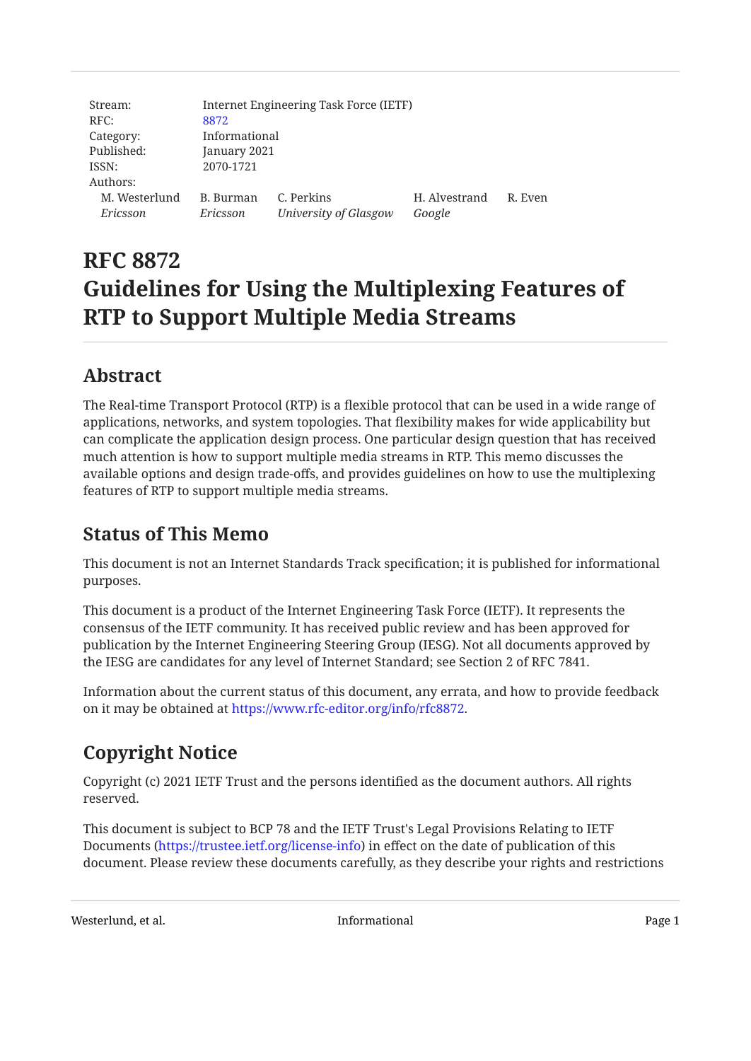Stream: Internet Engineering Task Force (IETF)
RFC: 8872
Category: Informational
Published: January 2021
ISSN: 2070-1721
Authors:

M. Westerlund *Ericsson*
B. Burman *Ericsson*
C. Perkins *University of Glasgow*
H. Alvestrand *Google*
R. Even

# RFC 8872 Guidelines for Using the Multiplexing Features of RTP to Support Multiple Media Streams

## Abstract

The Real-time Transport Protocol (RTP) is a flexible protocol that can be used in a wide range of applications, networks, and system topologies. That flexibility makes for wide applicability but can complicate the application design process. One particular design question that has received much attention is how to support multiple media streams in RTP. This memo discusses the available options and design trade-offs, and provides guidelines on how to use the multiplexing features of RTP to support multiple media streams.

## Status of This Memo

This document is not an Internet Standards Track specification; it is published for informational purposes.

This document is a product of the Internet Engineering Task Force (IETF). It represents the consensus of the IETF community. It has received public review and has been approved for publication by the Internet Engineering Steering Group (IESG). Not all documents approved by the IESG are candidates for any level of Internet Standard; see Section 2 of RFC 7841.

Information about the current status of this document, any errata, and how to provide feedback on it may be obtained at https://www.rfc-editor.org/info/rfc8872.

## Copyright Notice

Copyright (c) 2021 IETF Trust and the persons identified as the document authors. All rights reserved.

This document is subject to BCP 78 and the IETF Trust's Legal Provisions Relating to IETF Documents (https://trustee.ietf.org/license-info) in effect on the date of publication of this document. Please review these documents carefully, as they describe your rights and restrictions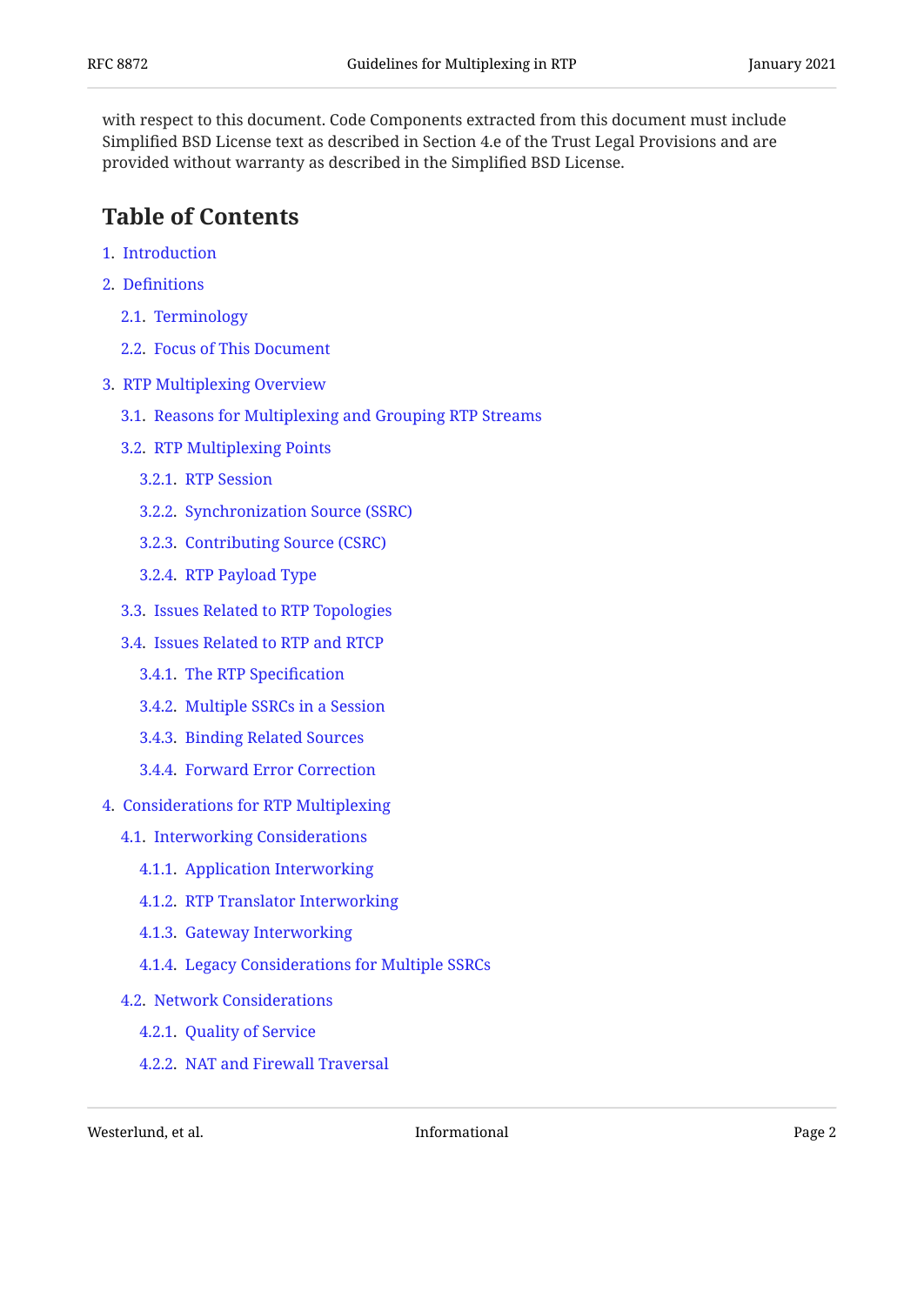with respect to this document. Code Components extracted from this document must include Simplified BSD License text as described in Section 4.e of the Trust Legal Provisions and are provided without warranty as described in the Simplified BSD License.

## Table of Contents

1. Introduction
2. Definitions
   - 2.1. Terminology
   - 2.2. Focus of This Document
3. RTP Multiplexing Overview
   - 3.1. Reasons for Multiplexing and Grouping RTP Streams
   - 3.2. RTP Multiplexing Points
     - 3.2.1. RTP Session
     - 3.2.2. Synchronization Source (SSRC)
     - 3.2.3. Contributing Source (CSRC)
     - 3.2.4. RTP Payload Type
   - 3.3. Issues Related to RTP Topologies
   - 3.4. Issues Related to RTP and RTCP
     - 3.4.1. The RTP Specification
     - 3.4.2. Multiple SSRCs in a Session
     - 3.4.3. Binding Related Sources
     - 3.4.4. Forward Error Correction
4. Considerations for RTP Multiplexing
   - 4.1. Interworking Considerations
     - 4.1.1. Application Interworking
     - 4.1.2. RTP Translator Interworking
     - 4.1.3. Gateway Interworking
     - 4.1.4. Legacy Considerations for Multiple SSRCs
   - 4.2. Network Considerations
     - 4.2.1. Quality of Service
     - 4.2.2. NAT and Firewall Traversal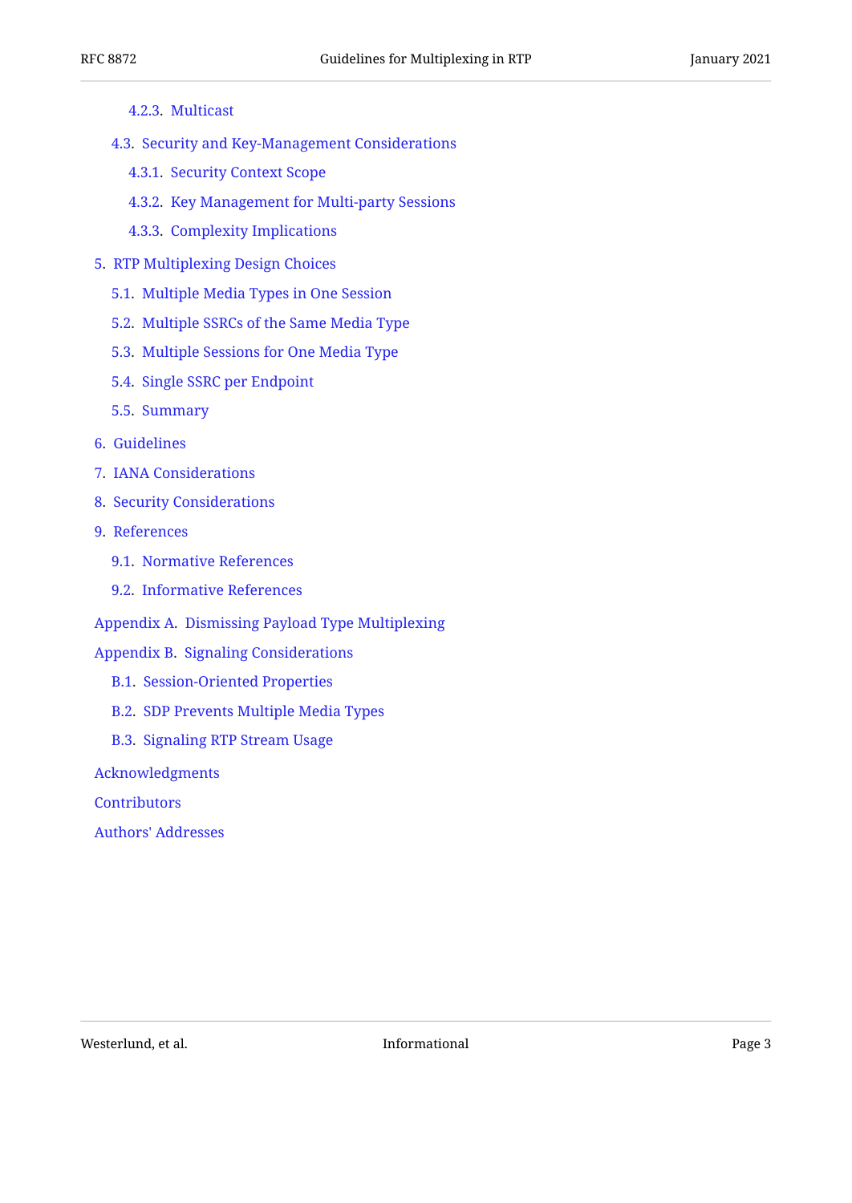- 4.2.3. Multicast
- 4.3. Security and Key-Management Considerations
  - 4.3.1. Security Context Scope
  - 4.3.2. Key Management for Multi-party Sessions
  - 4.3.3. Complexity Implications
- 5. RTP Multiplexing Design Choices
  - 5.1. Multiple Media Types in One Session
  - 5.2. Multiple SSRCs of the Same Media Type
  - 5.3. Multiple Sessions for One Media Type
  - 5.4. Single SSRC per Endpoint
  - 5.5. Summary
- 6. Guidelines
- 7. IANA Considerations
- 8. Security Considerations
- 9. References
  - 9.1. Normative References
  - 9.2. Informative References
- Appendix A. Dismissing Payload Type Multiplexing
- Appendix B. Signaling Considerations
  - B.1. Session-Oriented Properties
  - B.2. SDP Prevents Multiple Media Types
  - B.3. Signaling RTP Stream Usage
- Acknowledgments
- Contributors
- Authors' Addresses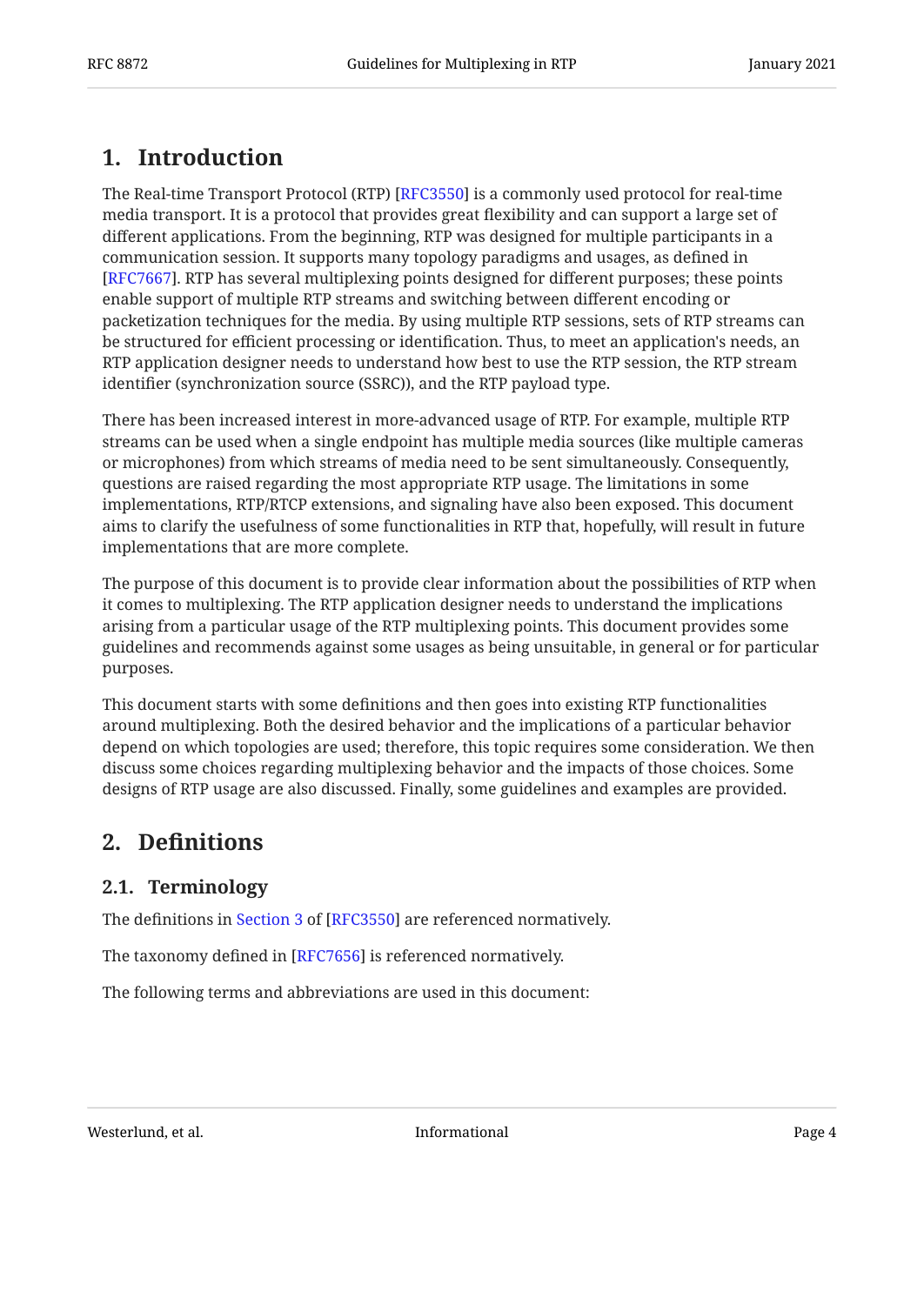# 1. Introduction

The Real-time Transport Protocol (RTP) [RFC3550] is a commonly used protocol for real-time media transport. It is a protocol that provides great flexibility and can support a large set of different applications. From the beginning, RTP was designed for multiple participants in a communication session. It supports many topology paradigms and usages, as defined in [RFC7667]. RTP has several multiplexing points designed for different purposes; these points enable support of multiple RTP streams and switching between different encoding or packetization techniques for the media. By using multiple RTP sessions, sets of RTP streams can be structured for efficient processing or identification. Thus, to meet an application's needs, an RTP application designer needs to understand how best to use the RTP session, the RTP stream identifier (synchronization source (SSRC)), and the RTP payload type.

There has been increased interest in more-advanced usage of RTP. For example, multiple RTP streams can be used when a single endpoint has multiple media sources (like multiple cameras or microphones) from which streams of media need to be sent simultaneously. Consequently, questions are raised regarding the most appropriate RTP usage. The limitations in some implementations, RTP/RTCP extensions, and signaling have also been exposed. This document aims to clarify the usefulness of some functionalities in RTP that, hopefully, will result in future implementations that are more complete.

The purpose of this document is to provide clear information about the possibilities of RTP when it comes to multiplexing. The RTP application designer needs to understand the implications arising from a particular usage of the RTP multiplexing points. This document provides some guidelines and recommends against some usages as being unsuitable, in general or for particular purposes.

This document starts with some definitions and then goes into existing RTP functionalities around multiplexing. Both the desired behavior and the implications of a particular behavior depend on which topologies are used; therefore, this topic requires some consideration. We then discuss some choices regarding multiplexing behavior and the impacts of those choices. Some designs of RTP usage are also discussed. Finally, some guidelines and examples are provided.

# 2. Definitions

## 2.1. Terminology

The definitions in Section 3 of [RFC3550] are referenced normatively.

The taxonomy defined in [RFC7656] is referenced normatively.

The following terms and abbreviations are used in this document: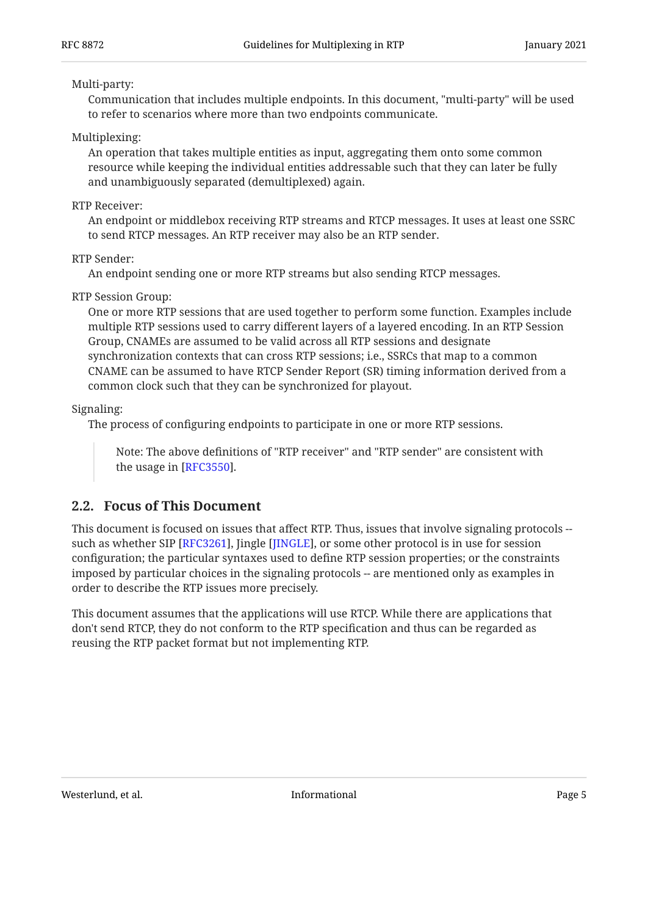Multi-party:
: Communication that includes multiple endpoints. In this document, "multi-party" will be used to refer to scenarios where more than two endpoints communicate.

Multiplexing:
: An operation that takes multiple entities as input, aggregating them onto some common resource while keeping the individual entities addressable such that they can later be fully and unambiguously separated (demultiplexed) again.

RTP Receiver:
: An endpoint or middlebox receiving RTP streams and RTCP messages. It uses at least one SSRC to send RTCP messages. An RTP receiver may also be an RTP sender.

RTP Sender:
: An endpoint sending one or more RTP streams but also sending RTCP messages.

RTP Session Group:
: One or more RTP sessions that are used together to perform some function. Examples include multiple RTP sessions used to carry different layers of a layered encoding. In an RTP Session Group, CNAMEs are assumed to be valid across all RTP sessions and designate synchronization contexts that can cross RTP sessions; i.e., SSRCs that map to a common CNAME can be assumed to have RTCP Sender Report (SR) timing information derived from a common clock such that they can be synchronized for playout.

Signaling:
: The process of configuring endpoints to participate in one or more RTP sessions.

> Note: The above definitions of "RTP receiver" and "RTP sender" are consistent with the usage in [RFC3550].

## 2.2. Focus of This Document

This document is focused on issues that affect RTP. Thus, issues that involve signaling protocols -- such as whether SIP [RFC3261], Jingle [JINGLE], or some other protocol is in use for session configuration; the particular syntaxes used to define RTP session properties; or the constraints imposed by particular choices in the signaling protocols -- are mentioned only as examples in order to describe the RTP issues more precisely.

This document assumes that the applications will use RTCP. While there are applications that don't send RTCP, they do not conform to the RTP specification and thus can be regarded as reusing the RTP packet format but not implementing RTP.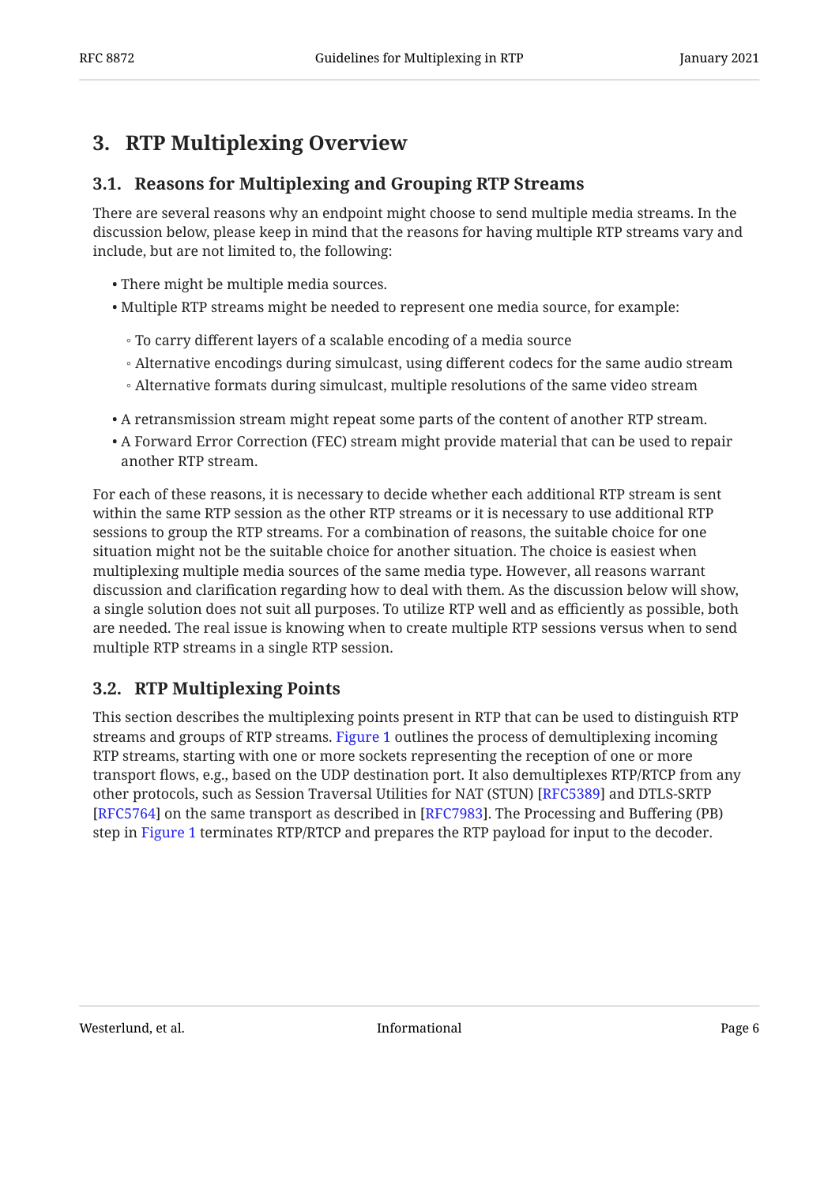# 3. RTP Multiplexing Overview

## 3.1. Reasons for Multiplexing and Grouping RTP Streams

There are several reasons why an endpoint might choose to send multiple media streams. In the discussion below, please keep in mind that the reasons for having multiple RTP streams vary and include, but are not limited to, the following:

- There might be multiple media sources.
- Multiple RTP streams might be needed to represent one media source, for example:
  - To carry different layers of a scalable encoding of a media source
  - Alternative encodings during simulcast, using different codecs for the same audio stream
  - Alternative formats during simulcast, multiple resolutions of the same video stream
- A retransmission stream might repeat some parts of the content of another RTP stream.
- A Forward Error Correction (FEC) stream might provide material that can be used to repair another RTP stream.

For each of these reasons, it is necessary to decide whether each additional RTP stream is sent within the same RTP session as the other RTP streams or it is necessary to use additional RTP sessions to group the RTP streams. For a combination of reasons, the suitable choice for one situation might not be the suitable choice for another situation. The choice is easiest when multiplexing multiple media sources of the same media type. However, all reasons warrant discussion and clarification regarding how to deal with them. As the discussion below will show, a single solution does not suit all purposes. To utilize RTP well and as efficiently as possible, both are needed. The real issue is knowing when to create multiple RTP sessions versus when to send multiple RTP streams in a single RTP session.

## 3.2. RTP Multiplexing Points

This section describes the multiplexing points present in RTP that can be used to distinguish RTP streams and groups of RTP streams. Figure 1 outlines the process of demultiplexing incoming RTP streams, starting with one or more sockets representing the reception of one or more transport flows, e.g., based on the UDP destination port. It also demultiplexes RTP/RTCP from any other protocols, such as Session Traversal Utilities for NAT (STUN) [RFC5389] and DTLS-SRTP [RFC5764] on the same transport as described in [RFC7983]. The Processing and Buffering (PB) step in Figure 1 terminates RTP/RTCP and prepares the RTP payload for input to the decoder.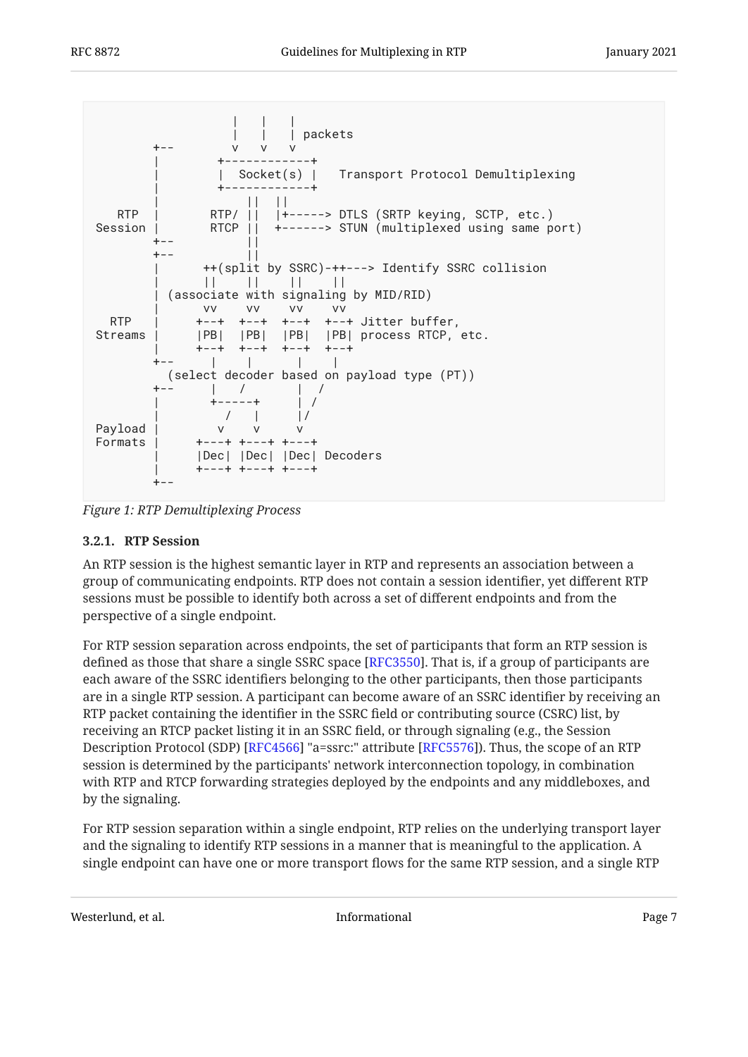```
                     |    |    |
                     |    |    | packets
        +--          v    v    v
        |          +------------+
        |          |  Socket(s) |   Transport Protocol Demultiplexing
        |          +------------+
        |             ||   ||
   RTP  |        RTP/ ||   |+-----> DTLS (SRTP keying, SCTP, etc.)
Session |        RTCP ||   +------> STUN (multiplexed using same port)
        +--           ||
        +--           ||
        |      ++(split by SSRC)-++---> Identify SSRC collision
        |      ||     ||     ||     ||
        |  (associate with signaling by MID/RID)
        |      vv     vv     vv     vv
   RTP  |     +--+   +--+   +--+   +--+ Jitter buffer,
Streams |     |PB|   |PB|   |PB|   |PB| process RTCP, etc.
        |     +--+   +--+   +--+   +--+
        +--     |     |       |     |
        |   (select decoder based on payload type (PT))
        +--     |    /        |    /
        |       +-----+       |   /
        |         /   |       |/
Payload |        v    v       v
Formats |     +---+ +---+ +---+
        |     |Dec| |Dec| |Dec| Decoders
        |     +---+ +---+ +---+
        +--
```

*Figure 1: RTP Demultiplexing Process*

#### 3.2.1. RTP Session

An RTP session is the highest semantic layer in RTP and represents an association between a group of communicating endpoints. RTP does not contain a session identifier, yet different RTP sessions must be possible to identify both across a set of different endpoints and from the perspective of a single endpoint.

For RTP session separation across endpoints, the set of participants that form an RTP session is defined as those that share a single SSRC space [RFC3550]. That is, if a group of participants are each aware of the SSRC identifiers belonging to the other participants, then those participants are in a single RTP session. A participant can become aware of an SSRC identifier by receiving an RTP packet containing the identifier in the SSRC field or contributing source (CSRC) list, by receiving an RTCP packet listing it in an SSRC field, or through signaling (e.g., the Session Description Protocol (SDP) [RFC4566] "a=ssrc:" attribute [RFC5576]). Thus, the scope of an RTP session is determined by the participants' network interconnection topology, in combination with RTP and RTCP forwarding strategies deployed by the endpoints and any middleboxes, and by the signaling.

For RTP session separation within a single endpoint, RTP relies on the underlying transport layer and the signaling to identify RTP sessions in a manner that is meaningful to the application. A single endpoint can have one or more transport flows for the same RTP session, and a single RTP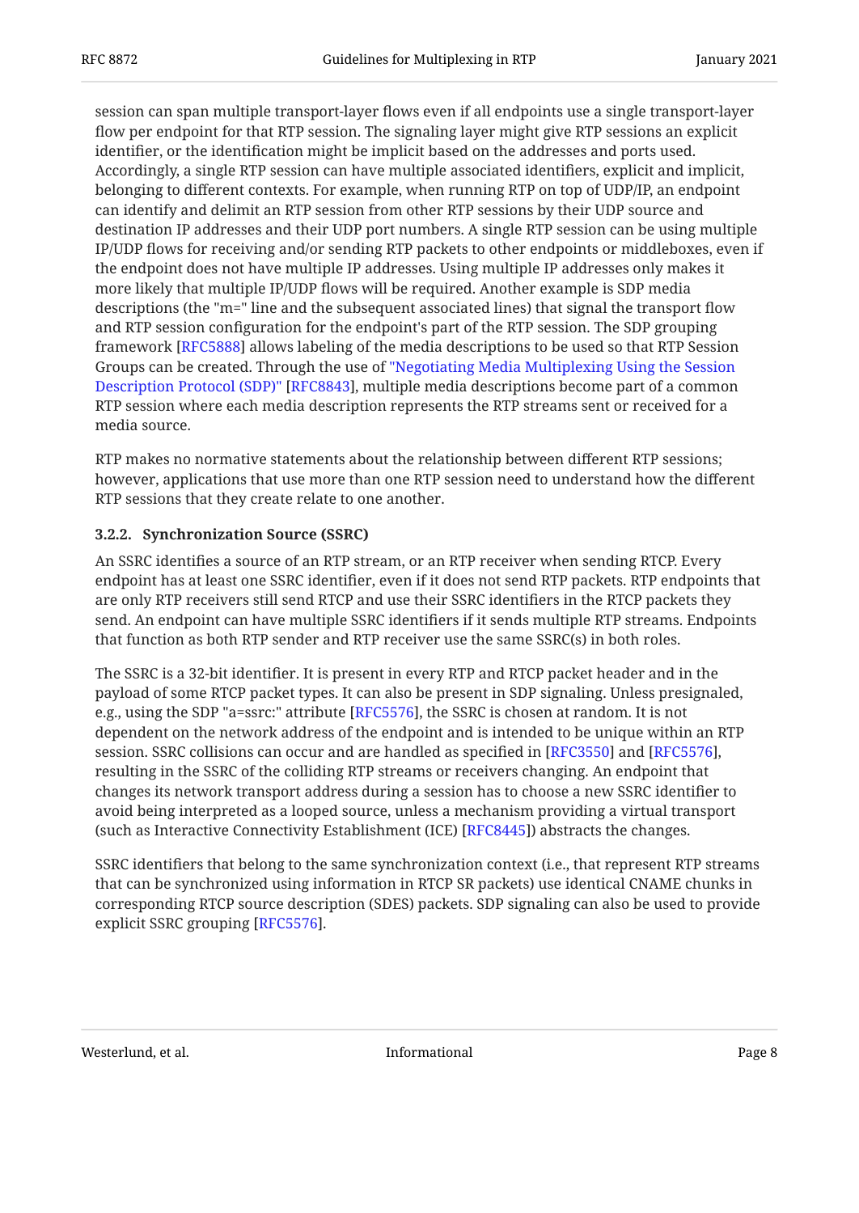session can span multiple transport-layer flows even if all endpoints use a single transport-layer flow per endpoint for that RTP session. The signaling layer might give RTP sessions an explicit identifier, or the identification might be implicit based on the addresses and ports used. Accordingly, a single RTP session can have multiple associated identifiers, explicit and implicit, belonging to different contexts. For example, when running RTP on top of UDP/IP, an endpoint can identify and delimit an RTP session from other RTP sessions by their UDP source and destination IP addresses and their UDP port numbers. A single RTP session can be using multiple IP/UDP flows for receiving and/or sending RTP packets to other endpoints or middleboxes, even if the endpoint does not have multiple IP addresses. Using multiple IP addresses only makes it more likely that multiple IP/UDP flows will be required. Another example is SDP media descriptions (the "m=" line and the subsequent associated lines) that signal the transport flow and RTP session configuration for the endpoint's part of the RTP session. The SDP grouping framework [RFC5888] allows labeling of the media descriptions to be used so that RTP Session Groups can be created. Through the use of "Negotiating Media Multiplexing Using the Session Description Protocol (SDP)" [RFC8843], multiple media descriptions become part of a common RTP session where each media description represents the RTP streams sent or received for a media source.

RTP makes no normative statements about the relationship between different RTP sessions; however, applications that use more than one RTP session need to understand how the different RTP sessions that they create relate to one another.

#### 3.2.2. Synchronization Source (SSRC)

An SSRC identifies a source of an RTP stream, or an RTP receiver when sending RTCP. Every endpoint has at least one SSRC identifier, even if it does not send RTP packets. RTP endpoints that are only RTP receivers still send RTCP and use their SSRC identifiers in the RTCP packets they send. An endpoint can have multiple SSRC identifiers if it sends multiple RTP streams. Endpoints that function as both RTP sender and RTP receiver use the same SSRC(s) in both roles.

The SSRC is a 32-bit identifier. It is present in every RTP and RTCP packet header and in the payload of some RTCP packet types. It can also be present in SDP signaling. Unless presignaled, e.g., using the SDP "a=ssrc:" attribute [RFC5576], the SSRC is chosen at random. It is not dependent on the network address of the endpoint and is intended to be unique within an RTP session. SSRC collisions can occur and are handled as specified in [RFC3550] and [RFC5576], resulting in the SSRC of the colliding RTP streams or receivers changing. An endpoint that changes its network transport address during a session has to choose a new SSRC identifier to avoid being interpreted as a looped source, unless a mechanism providing a virtual transport (such as Interactive Connectivity Establishment (ICE) [RFC8445]) abstracts the changes.

SSRC identifiers that belong to the same synchronization context (i.e., that represent RTP streams that can be synchronized using information in RTCP SR packets) use identical CNAME chunks in corresponding RTCP source description (SDES) packets. SDP signaling can also be used to provide explicit SSRC grouping [RFC5576].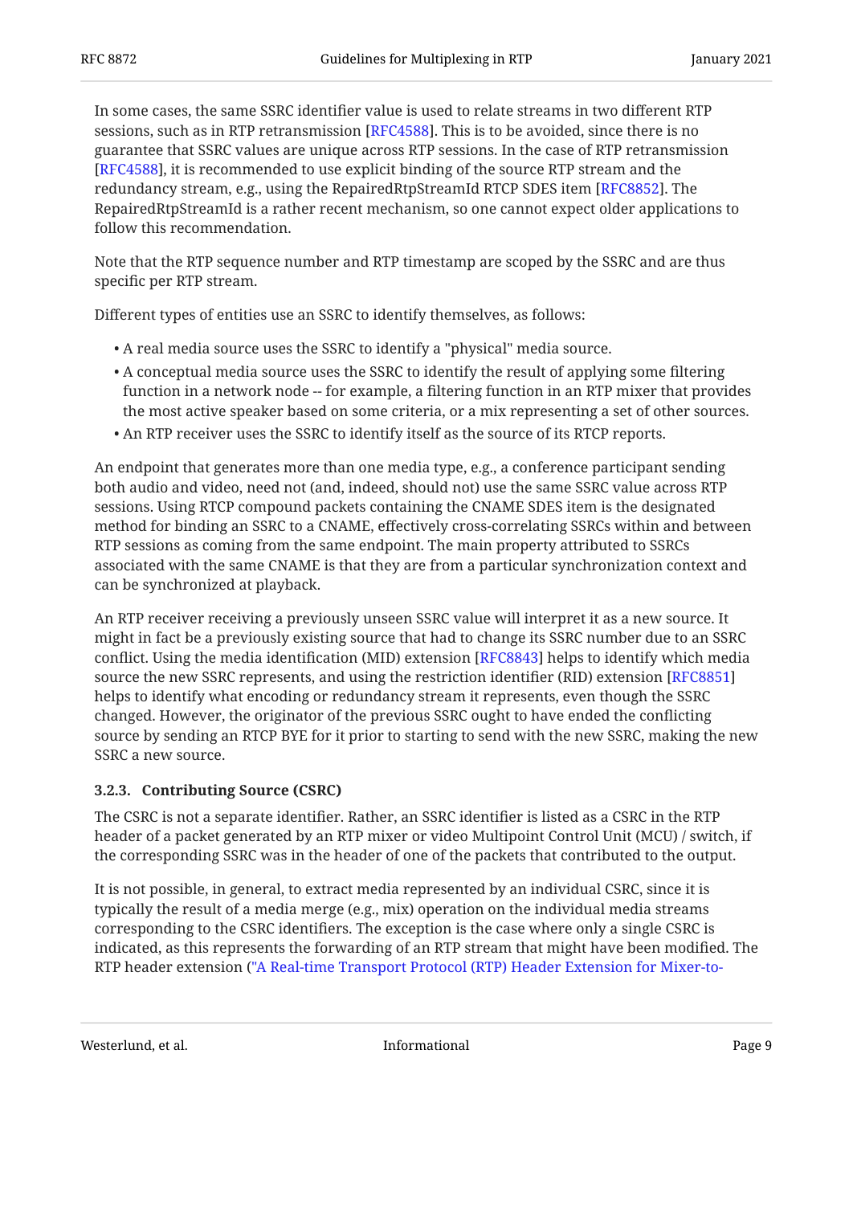In some cases, the same SSRC identifier value is used to relate streams in two different RTP sessions, such as in RTP retransmission [RFC4588]. This is to be avoided, since there is no guarantee that SSRC values are unique across RTP sessions. In the case of RTP retransmission [RFC4588], it is recommended to use explicit binding of the source RTP stream and the redundancy stream, e.g., using the RepairedRtpStreamId RTCP SDES item [RFC8852]. The RepairedRtpStreamId is a rather recent mechanism, so one cannot expect older applications to follow this recommendation.

Note that the RTP sequence number and RTP timestamp are scoped by the SSRC and are thus specific per RTP stream.

Different types of entities use an SSRC to identify themselves, as follows:

- A real media source uses the SSRC to identify a "physical" media source.
- A conceptual media source uses the SSRC to identify the result of applying some filtering function in a network node -- for example, a filtering function in an RTP mixer that provides the most active speaker based on some criteria, or a mix representing a set of other sources.
- An RTP receiver uses the SSRC to identify itself as the source of its RTCP reports.

An endpoint that generates more than one media type, e.g., a conference participant sending both audio and video, need not (and, indeed, should not) use the same SSRC value across RTP sessions. Using RTCP compound packets containing the CNAME SDES item is the designated method for binding an SSRC to a CNAME, effectively cross-correlating SSRCs within and between RTP sessions as coming from the same endpoint. The main property attributed to SSRCs associated with the same CNAME is that they are from a particular synchronization context and can be synchronized at playback.

An RTP receiver receiving a previously unseen SSRC value will interpret it as a new source. It might in fact be a previously existing source that had to change its SSRC number due to an SSRC conflict. Using the media identification (MID) extension [RFC8843] helps to identify which media source the new SSRC represents, and using the restriction identifier (RID) extension [RFC8851] helps to identify what encoding or redundancy stream it represents, even though the SSRC changed. However, the originator of the previous SSRC ought to have ended the conflicting source by sending an RTCP BYE for it prior to starting to send with the new SSRC, making the new SSRC a new source.

#### 3.2.3. Contributing Source (CSRC)

The CSRC is not a separate identifier. Rather, an SSRC identifier is listed as a CSRC in the RTP header of a packet generated by an RTP mixer or video Multipoint Control Unit (MCU) / switch, if the corresponding SSRC was in the header of one of the packets that contributed to the output.

It is not possible, in general, to extract media represented by an individual CSRC, since it is typically the result of a media merge (e.g., mix) operation on the individual media streams corresponding to the CSRC identifiers. The exception is the case where only a single CSRC is indicated, as this represents the forwarding of an RTP stream that might have been modified. The RTP header extension ("A Real-time Transport Protocol (RTP) Header Extension for Mixer-to-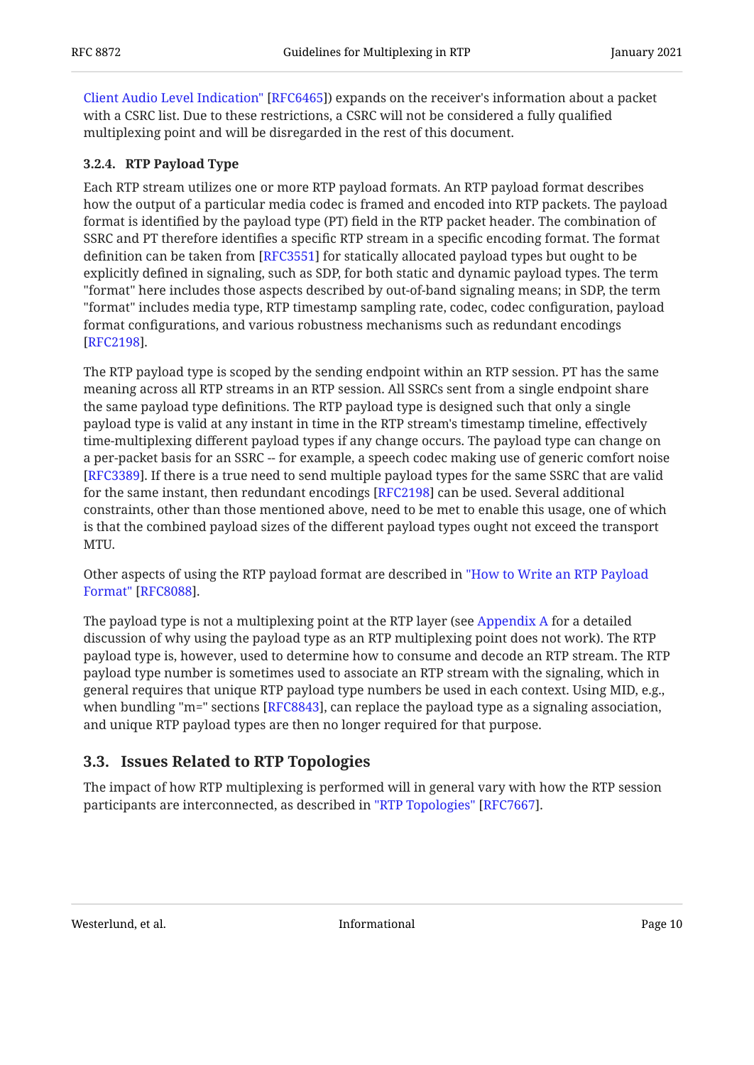Client Audio Level Indication" [RFC6465]) expands on the receiver's information about a packet with a CSRC list. Due to these restrictions, a CSRC will not be considered a fully qualified multiplexing point and will be disregarded in the rest of this document.

### 3.2.4. RTP Payload Type

Each RTP stream utilizes one or more RTP payload formats. An RTP payload format describes how the output of a particular media codec is framed and encoded into RTP packets. The payload format is identified by the payload type (PT) field in the RTP packet header. The combination of SSRC and PT therefore identifies a specific RTP stream in a specific encoding format. The format definition can be taken from [RFC3551] for statically allocated payload types but ought to be explicitly defined in signaling, such as SDP, for both static and dynamic payload types. The term "format" here includes those aspects described by out-of-band signaling means; in SDP, the term "format" includes media type, RTP timestamp sampling rate, codec, codec configuration, payload format configurations, and various robustness mechanisms such as redundant encodings [RFC2198].

The RTP payload type is scoped by the sending endpoint within an RTP session. PT has the same meaning across all RTP streams in an RTP session. All SSRCs sent from a single endpoint share the same payload type definitions. The RTP payload type is designed such that only a single payload type is valid at any instant in time in the RTP stream's timestamp timeline, effectively time-multiplexing different payload types if any change occurs. The payload type can change on a per-packet basis for an SSRC -- for example, a speech codec making use of generic comfort noise [RFC3389]. If there is a true need to send multiple payload types for the same SSRC that are valid for the same instant, then redundant encodings [RFC2198] can be used. Several additional constraints, other than those mentioned above, need to be met to enable this usage, one of which is that the combined payload sizes of the different payload types ought not exceed the transport MTU.

Other aspects of using the RTP payload format are described in "How to Write an RTP Payload Format" [RFC8088].

The payload type is not a multiplexing point at the RTP layer (see Appendix A for a detailed discussion of why using the payload type as an RTP multiplexing point does not work). The RTP payload type is, however, used to determine how to consume and decode an RTP stream. The RTP payload type number is sometimes used to associate an RTP stream with the signaling, which in general requires that unique RTP payload type numbers be used in each context. Using MID, e.g., when bundling "m=" sections [RFC8843], can replace the payload type as a signaling association, and unique RTP payload types are then no longer required for that purpose.

## 3.3. Issues Related to RTP Topologies

The impact of how RTP multiplexing is performed will in general vary with how the RTP session participants are interconnected, as described in "RTP Topologies" [RFC7667].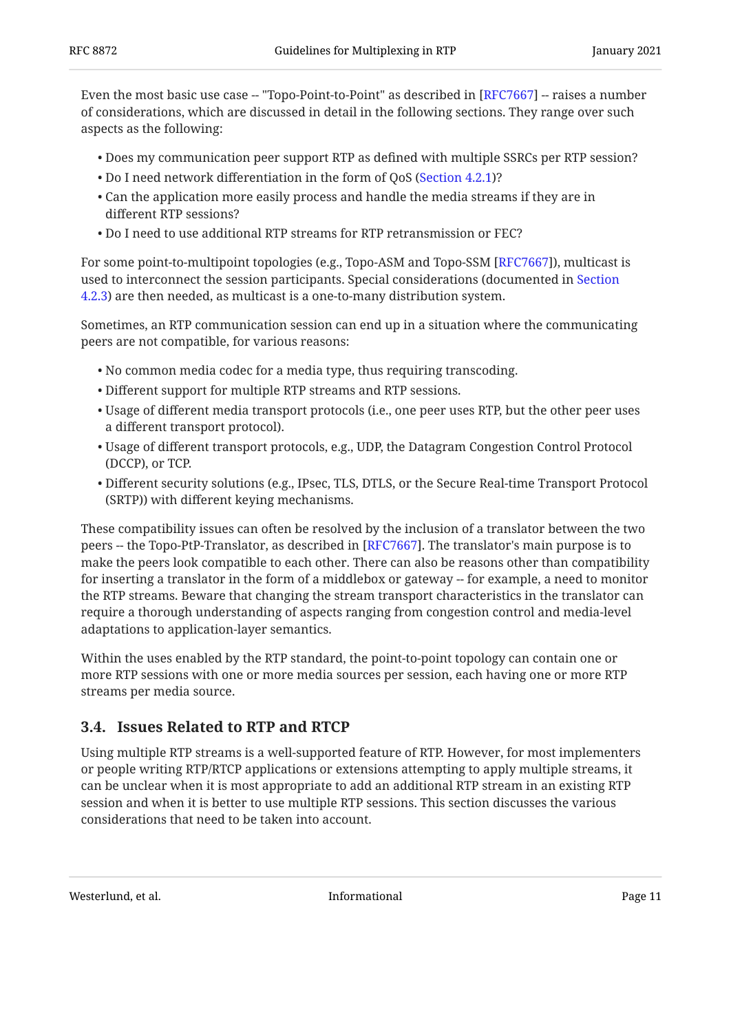Even the most basic use case -- "Topo-Point-to-Point" as described in [RFC7667] -- raises a number of considerations, which are discussed in detail in the following sections. They range over such aspects as the following:

- Does my communication peer support RTP as defined with multiple SSRCs per RTP session?
- Do I need network differentiation in the form of QoS (Section 4.2.1)?
- Can the application more easily process and handle the media streams if they are in different RTP sessions?
- Do I need to use additional RTP streams for RTP retransmission or FEC?

For some point-to-multipoint topologies (e.g., Topo-ASM and Topo-SSM [RFC7667]), multicast is used to interconnect the session participants. Special considerations (documented in Section 4.2.3) are then needed, as multicast is a one-to-many distribution system.

Sometimes, an RTP communication session can end up in a situation where the communicating peers are not compatible, for various reasons:

- No common media codec for a media type, thus requiring transcoding.
- Different support for multiple RTP streams and RTP sessions.
- Usage of different media transport protocols (i.e., one peer uses RTP, but the other peer uses a different transport protocol).
- Usage of different transport protocols, e.g., UDP, the Datagram Congestion Control Protocol (DCCP), or TCP.
- Different security solutions (e.g., IPsec, TLS, DTLS, or the Secure Real-time Transport Protocol (SRTP)) with different keying mechanisms.

These compatibility issues can often be resolved by the inclusion of a translator between the two peers -- the Topo-PtP-Translator, as described in [RFC7667]. The translator's main purpose is to make the peers look compatible to each other. There can also be reasons other than compatibility for inserting a translator in the form of a middlebox or gateway -- for example, a need to monitor the RTP streams. Beware that changing the stream transport characteristics in the translator can require a thorough understanding of aspects ranging from congestion control and media-level adaptations to application-layer semantics.

Within the uses enabled by the RTP standard, the point-to-point topology can contain one or more RTP sessions with one or more media sources per session, each having one or more RTP streams per media source.

## 3.4. Issues Related to RTP and RTCP

Using multiple RTP streams is a well-supported feature of RTP. However, for most implementers or people writing RTP/RTCP applications or extensions attempting to apply multiple streams, it can be unclear when it is most appropriate to add an additional RTP stream in an existing RTP session and when it is better to use multiple RTP sessions. This section discusses the various considerations that need to be taken into account.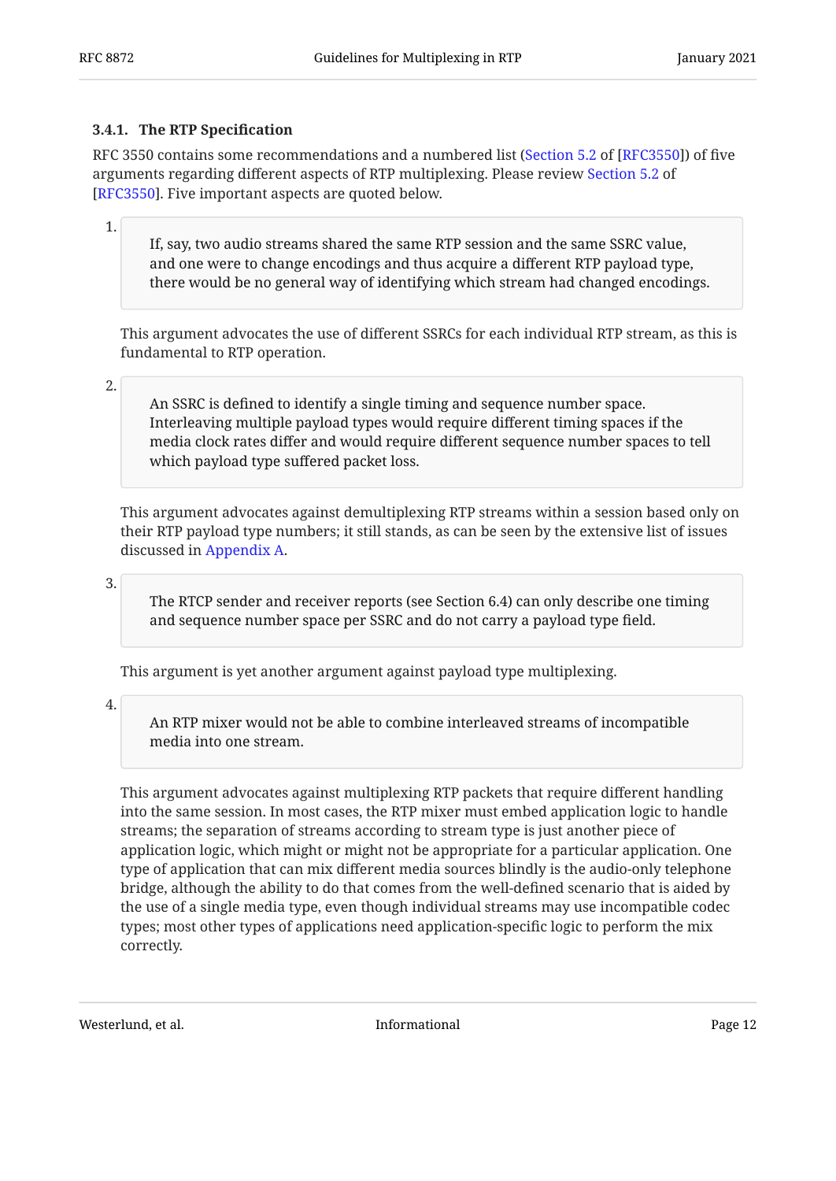### 3.4.1. The RTP Specification

RFC 3550 contains some recommendations and a numbered list (Section 5.2 of [RFC3550]) of five arguments regarding different aspects of RTP multiplexing. Please review Section 5.2 of [RFC3550]. Five important aspects are quoted below.

1. > If, say, two audio streams shared the same RTP session and the same SSRC value, and one were to change encodings and thus acquire a different RTP payload type, there would be no general way of identifying which stream had changed encodings.

   This argument advocates the use of different SSRCs for each individual RTP stream, as this is fundamental to RTP operation.

2. > An SSRC is defined to identify a single timing and sequence number space. Interleaving multiple payload types would require different timing spaces if the media clock rates differ and would require different sequence number spaces to tell which payload type suffered packet loss.

   This argument advocates against demultiplexing RTP streams within a session based only on their RTP payload type numbers; it still stands, as can be seen by the extensive list of issues discussed in Appendix A.

3. > The RTCP sender and receiver reports (see Section 6.4) can only describe one timing and sequence number space per SSRC and do not carry a payload type field.

   This argument is yet another argument against payload type multiplexing.

4. > An RTP mixer would not be able to combine interleaved streams of incompatible media into one stream.

   This argument advocates against multiplexing RTP packets that require different handling into the same session. In most cases, the RTP mixer must embed application logic to handle streams; the separation of streams according to stream type is just another piece of application logic, which might or might not be appropriate for a particular application. One type of application that can mix different media sources blindly is the audio-only telephone bridge, although the ability to do that comes from the well-defined scenario that is aided by the use of a single media type, even though individual streams may use incompatible codec types; most other types of applications need application-specific logic to perform the mix correctly.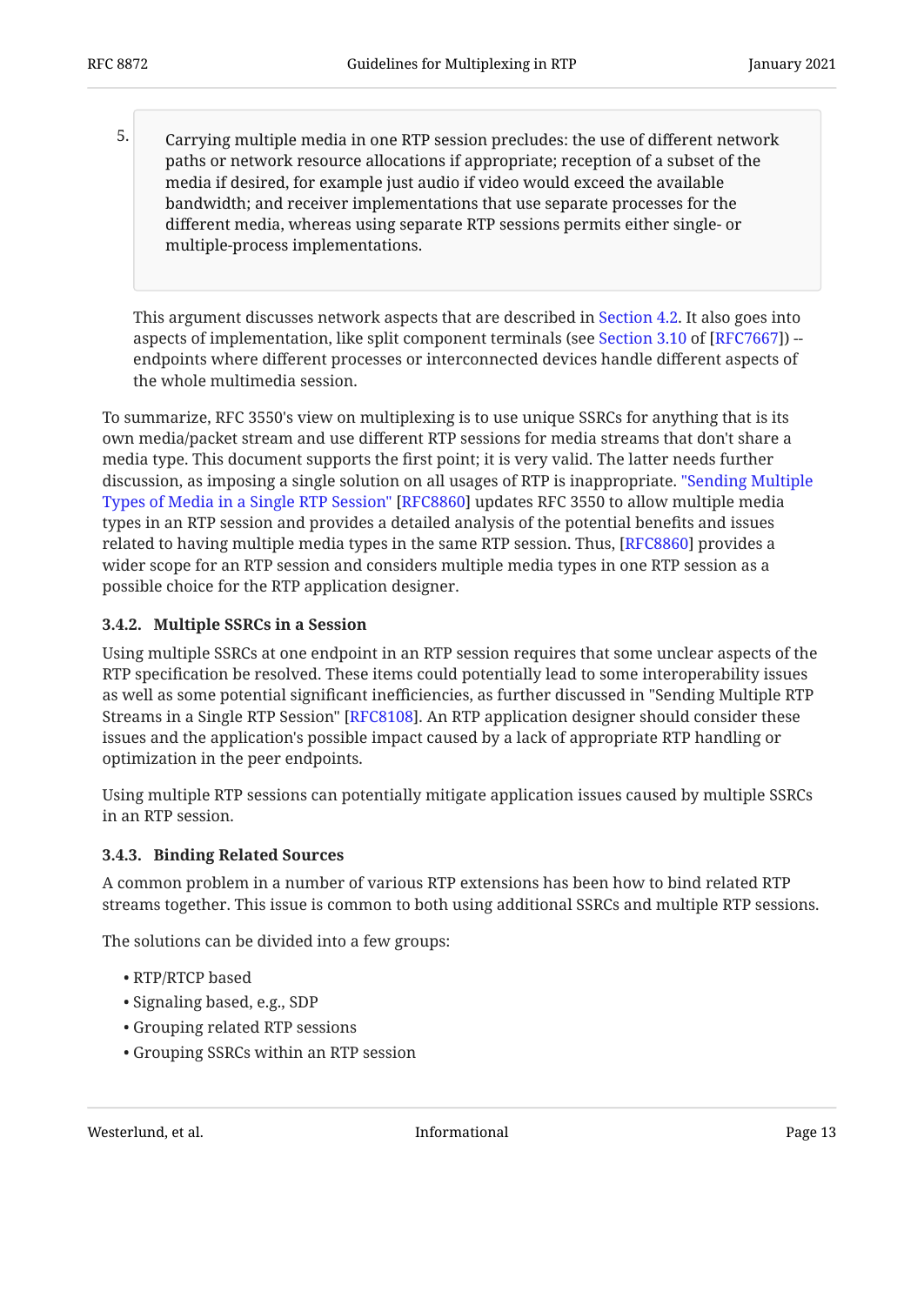5. Carrying multiple media in one RTP session precludes: the use of different network paths or network resource allocations if appropriate; reception of a subset of the media if desired, for example just audio if video would exceed the available bandwidth; and receiver implementations that use separate processes for the different media, whereas using separate RTP sessions permits either single- or multiple-process implementations.

   This argument discusses network aspects that are described in Section 4.2. It also goes into aspects of implementation, like split component terminals (see Section 3.10 of [RFC7667]) -- endpoints where different processes or interconnected devices handle different aspects of the whole multimedia session.

To summarize, RFC 3550's view on multiplexing is to use unique SSRCs for anything that is its own media/packet stream and use different RTP sessions for media streams that don't share a media type. This document supports the first point; it is very valid. The latter needs further discussion, as imposing a single solution on all usages of RTP is inappropriate. "Sending Multiple Types of Media in a Single RTP Session" [RFC8860] updates RFC 3550 to allow multiple media types in an RTP session and provides a detailed analysis of the potential benefits and issues related to having multiple media types in the same RTP session. Thus, [RFC8860] provides a wider scope for an RTP session and considers multiple media types in one RTP session as a possible choice for the RTP application designer.

### 3.4.2. Multiple SSRCs in a Session

Using multiple SSRCs at one endpoint in an RTP session requires that some unclear aspects of the RTP specification be resolved. These items could potentially lead to some interoperability issues as well as some potential significant inefficiencies, as further discussed in "Sending Multiple RTP Streams in a Single RTP Session" [RFC8108]. An RTP application designer should consider these issues and the application's possible impact caused by a lack of appropriate RTP handling or optimization in the peer endpoints.

Using multiple RTP sessions can potentially mitigate application issues caused by multiple SSRCs in an RTP session.

### 3.4.3. Binding Related Sources

A common problem in a number of various RTP extensions has been how to bind related RTP streams together. This issue is common to both using additional SSRCs and multiple RTP sessions.

The solutions can be divided into a few groups:

- RTP/RTCP based
- Signaling based, e.g., SDP
- Grouping related RTP sessions
- Grouping SSRCs within an RTP session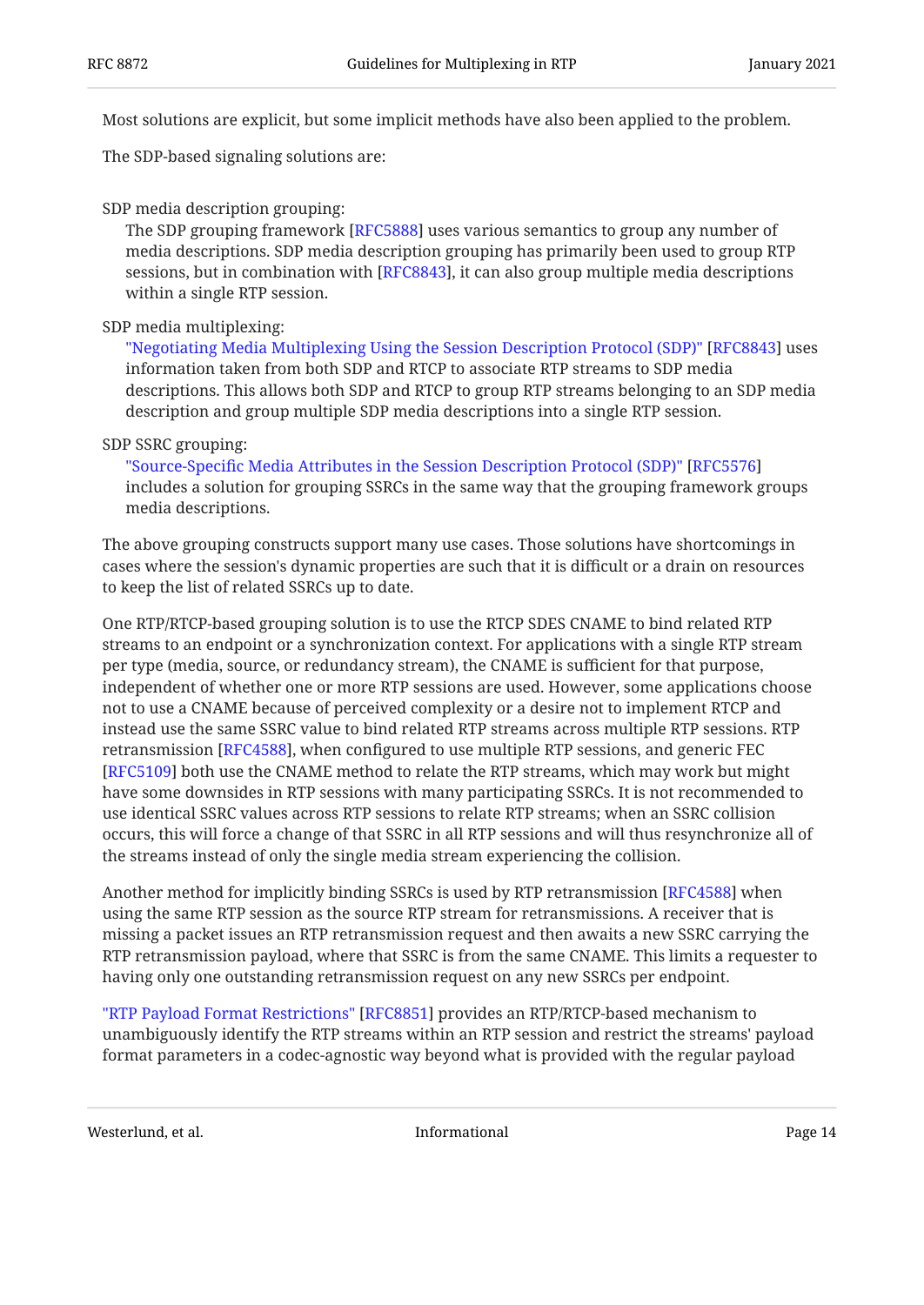Most solutions are explicit, but some implicit methods have also been applied to the problem.

The SDP-based signaling solutions are:

SDP media description grouping:
: The SDP grouping framework [RFC5888] uses various semantics to group any number of media descriptions. SDP media description grouping has primarily been used to group RTP sessions, but in combination with [RFC8843], it can also group multiple media descriptions within a single RTP session.

SDP media multiplexing:
: "Negotiating Media Multiplexing Using the Session Description Protocol (SDP)" [RFC8843] uses information taken from both SDP and RTCP to associate RTP streams to SDP media descriptions. This allows both SDP and RTCP to group RTP streams belonging to an SDP media description and group multiple SDP media descriptions into a single RTP session.

SDP SSRC grouping:
: "Source-Specific Media Attributes in the Session Description Protocol (SDP)" [RFC5576] includes a solution for grouping SSRCs in the same way that the grouping framework groups media descriptions.

The above grouping constructs support many use cases. Those solutions have shortcomings in cases where the session's dynamic properties are such that it is difficult or a drain on resources to keep the list of related SSRCs up to date.

One RTP/RTCP-based grouping solution is to use the RTCP SDES CNAME to bind related RTP streams to an endpoint or a synchronization context. For applications with a single RTP stream per type (media, source, or redundancy stream), the CNAME is sufficient for that purpose, independent of whether one or more RTP sessions are used. However, some applications choose not to use a CNAME because of perceived complexity or a desire not to implement RTCP and instead use the same SSRC value to bind related RTP streams across multiple RTP sessions. RTP retransmission [RFC4588], when configured to use multiple RTP sessions, and generic FEC [RFC5109] both use the CNAME method to relate the RTP streams, which may work but might have some downsides in RTP sessions with many participating SSRCs. It is not recommended to use identical SSRC values across RTP sessions to relate RTP streams; when an SSRC collision occurs, this will force a change of that SSRC in all RTP sessions and will thus resynchronize all of the streams instead of only the single media stream experiencing the collision.

Another method for implicitly binding SSRCs is used by RTP retransmission [RFC4588] when using the same RTP session as the source RTP stream for retransmissions. A receiver that is missing a packet issues an RTP retransmission request and then awaits a new SSRC carrying the RTP retransmission payload, where that SSRC is from the same CNAME. This limits a requester to having only one outstanding retransmission request on any new SSRCs per endpoint.

"RTP Payload Format Restrictions" [RFC8851] provides an RTP/RTCP-based mechanism to unambiguously identify the RTP streams within an RTP session and restrict the streams' payload format parameters in a codec-agnostic way beyond what is provided with the regular payload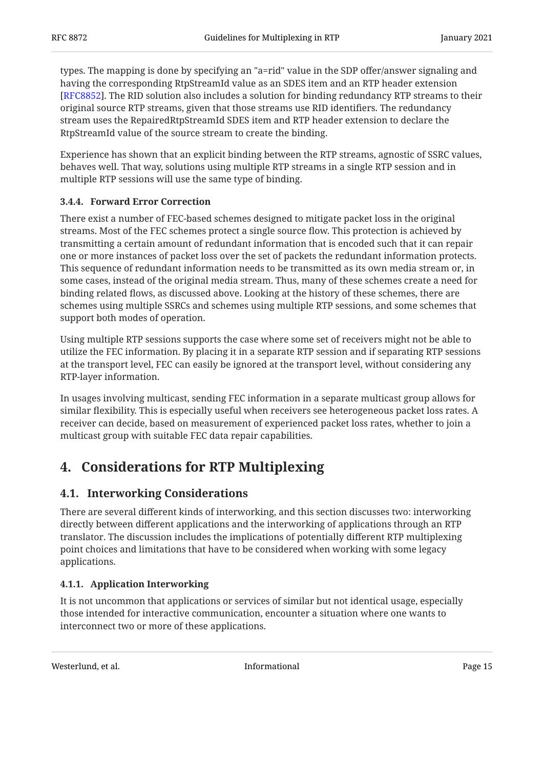types. The mapping is done by specifying an "a=rid" value in the SDP offer/answer signaling and having the corresponding RtpStreamId value as an SDES item and an RTP header extension [RFC8852]. The RID solution also includes a solution for binding redundancy RTP streams to their original source RTP streams, given that those streams use RID identifiers. The redundancy stream uses the RepairedRtpStreamId SDES item and RTP header extension to declare the RtpStreamId value of the source stream to create the binding.

Experience has shown that an explicit binding between the RTP streams, agnostic of SSRC values, behaves well. That way, solutions using multiple RTP streams in a single RTP session and in multiple RTP sessions will use the same type of binding.

#### 3.4.4. Forward Error Correction

There exist a number of FEC-based schemes designed to mitigate packet loss in the original streams. Most of the FEC schemes protect a single source flow. This protection is achieved by transmitting a certain amount of redundant information that is encoded such that it can repair one or more instances of packet loss over the set of packets the redundant information protects. This sequence of redundant information needs to be transmitted as its own media stream or, in some cases, instead of the original media stream. Thus, many of these schemes create a need for binding related flows, as discussed above. Looking at the history of these schemes, there are schemes using multiple SSRCs and schemes using multiple RTP sessions, and some schemes that support both modes of operation.

Using multiple RTP sessions supports the case where some set of receivers might not be able to utilize the FEC information. By placing it in a separate RTP session and if separating RTP sessions at the transport level, FEC can easily be ignored at the transport level, without considering any RTP-layer information.

In usages involving multicast, sending FEC information in a separate multicast group allows for similar flexibility. This is especially useful when receivers see heterogeneous packet loss rates. A receiver can decide, based on measurement of experienced packet loss rates, whether to join a multicast group with suitable FEC data repair capabilities.

## 4. Considerations for RTP Multiplexing

### 4.1. Interworking Considerations

There are several different kinds of interworking, and this section discusses two: interworking directly between different applications and the interworking of applications through an RTP translator. The discussion includes the implications of potentially different RTP multiplexing point choices and limitations that have to be considered when working with some legacy applications.

#### 4.1.1. Application Interworking

It is not uncommon that applications or services of similar but not identical usage, especially those intended for interactive communication, encounter a situation where one wants to interconnect two or more of these applications.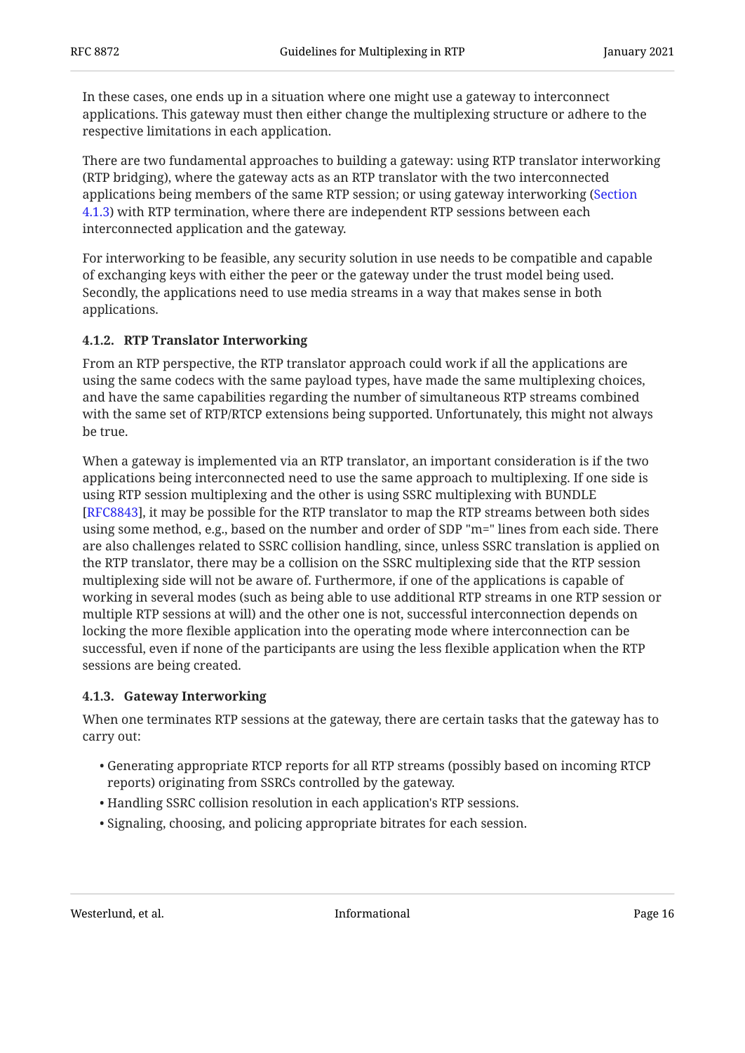In these cases, one ends up in a situation where one might use a gateway to interconnect applications. This gateway must then either change the multiplexing structure or adhere to the respective limitations in each application.

There are two fundamental approaches to building a gateway: using RTP translator interworking (RTP bridging), where the gateway acts as an RTP translator with the two interconnected applications being members of the same RTP session; or using gateway interworking (Section 4.1.3) with RTP termination, where there are independent RTP sessions between each interconnected application and the gateway.

For interworking to be feasible, any security solution in use needs to be compatible and capable of exchanging keys with either the peer or the gateway under the trust model being used. Secondly, the applications need to use media streams in a way that makes sense in both applications.

#### 4.1.2. RTP Translator Interworking

From an RTP perspective, the RTP translator approach could work if all the applications are using the same codecs with the same payload types, have made the same multiplexing choices, and have the same capabilities regarding the number of simultaneous RTP streams combined with the same set of RTP/RTCP extensions being supported. Unfortunately, this might not always be true.

When a gateway is implemented via an RTP translator, an important consideration is if the two applications being interconnected need to use the same approach to multiplexing. If one side is using RTP session multiplexing and the other is using SSRC multiplexing with BUNDLE [RFC8843], it may be possible for the RTP translator to map the RTP streams between both sides using some method, e.g., based on the number and order of SDP "m=" lines from each side. There are also challenges related to SSRC collision handling, since, unless SSRC translation is applied on the RTP translator, there may be a collision on the SSRC multiplexing side that the RTP session multiplexing side will not be aware of. Furthermore, if one of the applications is capable of working in several modes (such as being able to use additional RTP streams in one RTP session or multiple RTP sessions at will) and the other one is not, successful interconnection depends on locking the more flexible application into the operating mode where interconnection can be successful, even if none of the participants are using the less flexible application when the RTP sessions are being created.

#### 4.1.3. Gateway Interworking

When one terminates RTP sessions at the gateway, there are certain tasks that the gateway has to carry out:

- Generating appropriate RTCP reports for all RTP streams (possibly based on incoming RTCP reports) originating from SSRCs controlled by the gateway.
- Handling SSRC collision resolution in each application's RTP sessions.
- Signaling, choosing, and policing appropriate bitrates for each session.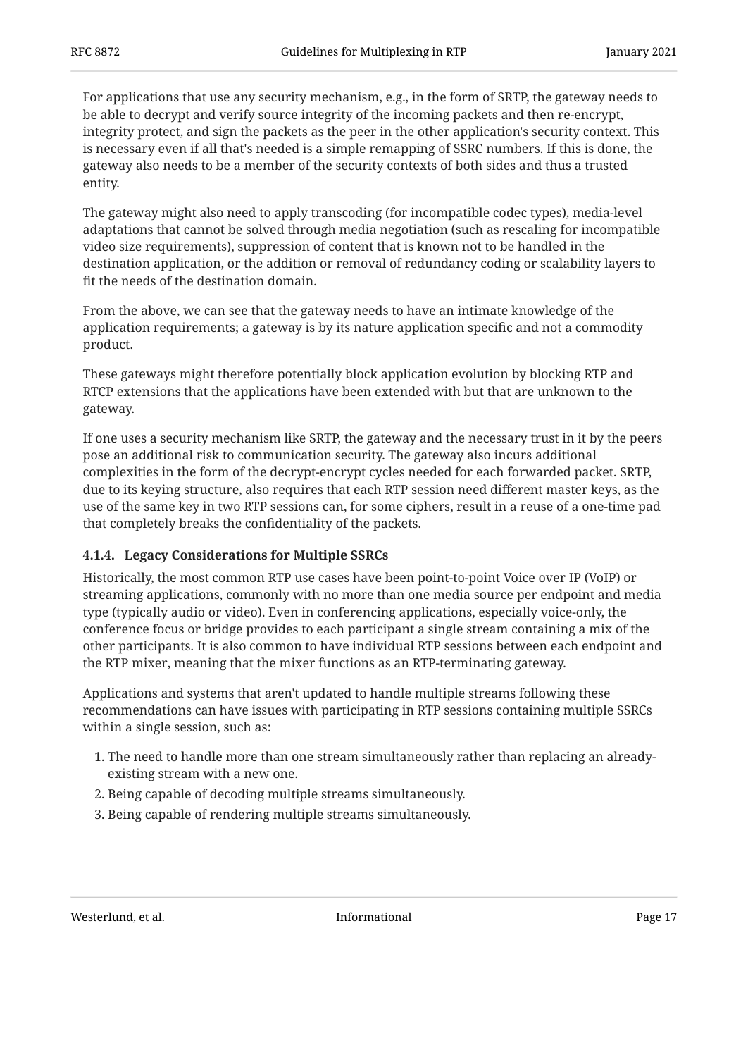For applications that use any security mechanism, e.g., in the form of SRTP, the gateway needs to be able to decrypt and verify source integrity of the incoming packets and then re-encrypt, integrity protect, and sign the packets as the peer in the other application's security context. This is necessary even if all that's needed is a simple remapping of SSRC numbers. If this is done, the gateway also needs to be a member of the security contexts of both sides and thus a trusted entity.

The gateway might also need to apply transcoding (for incompatible codec types), media-level adaptations that cannot be solved through media negotiation (such as rescaling for incompatible video size requirements), suppression of content that is known not to be handled in the destination application, or the addition or removal of redundancy coding or scalability layers to fit the needs of the destination domain.

From the above, we can see that the gateway needs to have an intimate knowledge of the application requirements; a gateway is by its nature application specific and not a commodity product.

These gateways might therefore potentially block application evolution by blocking RTP and RTCP extensions that the applications have been extended with but that are unknown to the gateway.

If one uses a security mechanism like SRTP, the gateway and the necessary trust in it by the peers pose an additional risk to communication security. The gateway also incurs additional complexities in the form of the decrypt-encrypt cycles needed for each forwarded packet. SRTP, due to its keying structure, also requires that each RTP session need different master keys, as the use of the same key in two RTP sessions can, for some ciphers, result in a reuse of a one-time pad that completely breaks the confidentiality of the packets.

#### 4.1.4. Legacy Considerations for Multiple SSRCs

Historically, the most common RTP use cases have been point-to-point Voice over IP (VoIP) or streaming applications, commonly with no more than one media source per endpoint and media type (typically audio or video). Even in conferencing applications, especially voice-only, the conference focus or bridge provides to each participant a single stream containing a mix of the other participants. It is also common to have individual RTP sessions between each endpoint and the RTP mixer, meaning that the mixer functions as an RTP-terminating gateway.

Applications and systems that aren't updated to handle multiple streams following these recommendations can have issues with participating in RTP sessions containing multiple SSRCs within a single session, such as:

1. The need to handle more than one stream simultaneously rather than replacing an already-existing stream with a new one.
2. Being capable of decoding multiple streams simultaneously.
3. Being capable of rendering multiple streams simultaneously.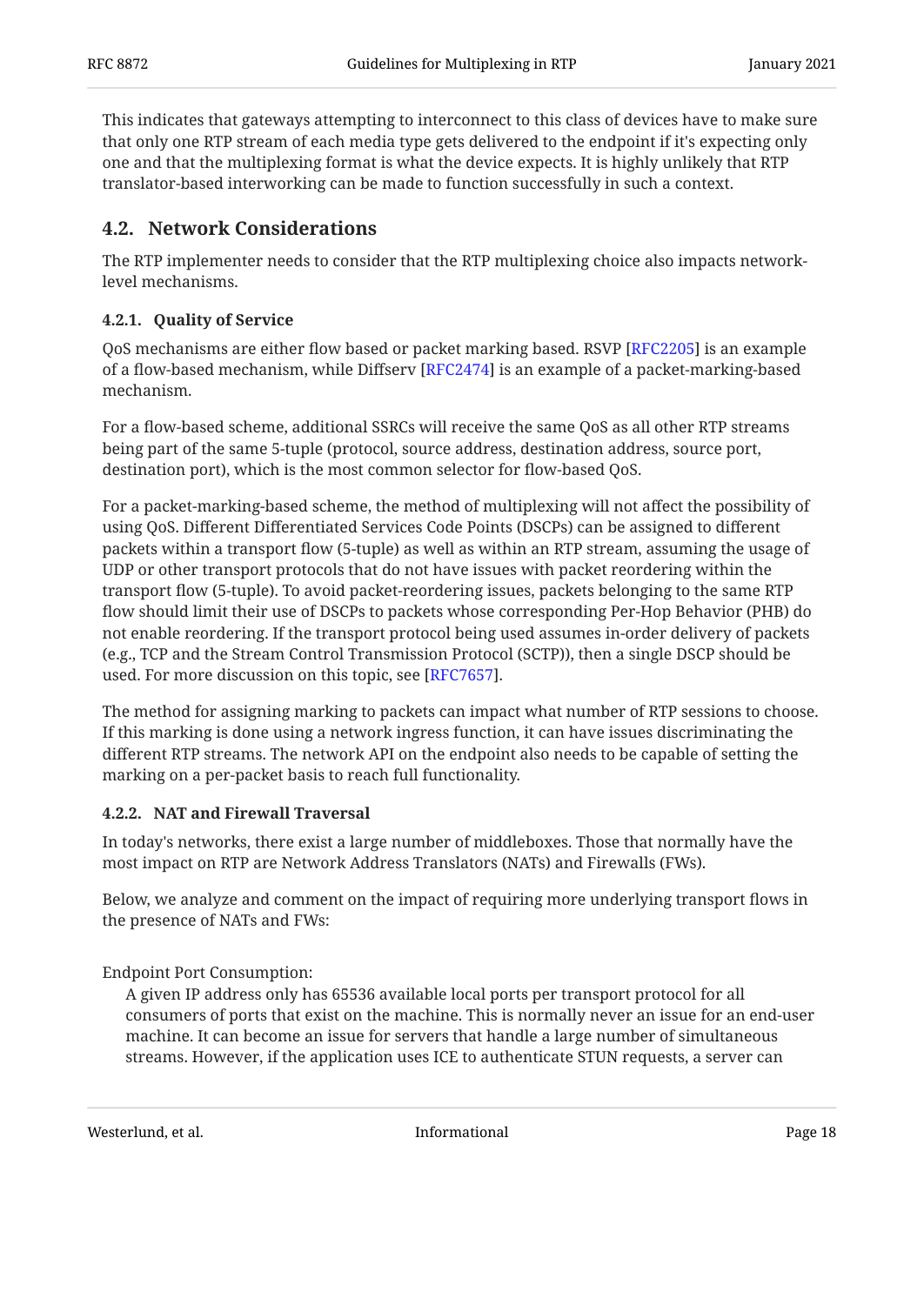This indicates that gateways attempting to interconnect to this class of devices have to make sure that only one RTP stream of each media type gets delivered to the endpoint if it's expecting only one and that the multiplexing format is what the device expects. It is highly unlikely that RTP translator-based interworking can be made to function successfully in such a context.

## 4.2. Network Considerations

The RTP implementer needs to consider that the RTP multiplexing choice also impacts network-level mechanisms.

### 4.2.1. Quality of Service

QoS mechanisms are either flow based or packet marking based. RSVP [RFC2205] is an example of a flow-based mechanism, while Diffserv [RFC2474] is an example of a packet-marking-based mechanism.

For a flow-based scheme, additional SSRCs will receive the same QoS as all other RTP streams being part of the same 5-tuple (protocol, source address, destination address, source port, destination port), which is the most common selector for flow-based QoS.

For a packet-marking-based scheme, the method of multiplexing will not affect the possibility of using QoS. Different Differentiated Services Code Points (DSCPs) can be assigned to different packets within a transport flow (5-tuple) as well as within an RTP stream, assuming the usage of UDP or other transport protocols that do not have issues with packet reordering within the transport flow (5-tuple). To avoid packet-reordering issues, packets belonging to the same RTP flow should limit their use of DSCPs to packets whose corresponding Per-Hop Behavior (PHB) do not enable reordering. If the transport protocol being used assumes in-order delivery of packets (e.g., TCP and the Stream Control Transmission Protocol (SCTP)), then a single DSCP should be used. For more discussion on this topic, see [RFC7657].

The method for assigning marking to packets can impact what number of RTP sessions to choose. If this marking is done using a network ingress function, it can have issues discriminating the different RTP streams. The network API on the endpoint also needs to be capable of setting the marking on a per-packet basis to reach full functionality.

### 4.2.2. NAT and Firewall Traversal

In today's networks, there exist a large number of middleboxes. Those that normally have the most impact on RTP are Network Address Translators (NATs) and Firewalls (FWs).

Below, we analyze and comment on the impact of requiring more underlying transport flows in the presence of NATs and FWs:

Endpoint Port Consumption:
: A given IP address only has 65536 available local ports per transport protocol for all consumers of ports that exist on the machine. This is normally never an issue for an end-user machine. It can become an issue for servers that handle a large number of simultaneous streams. However, if the application uses ICE to authenticate STUN requests, a server can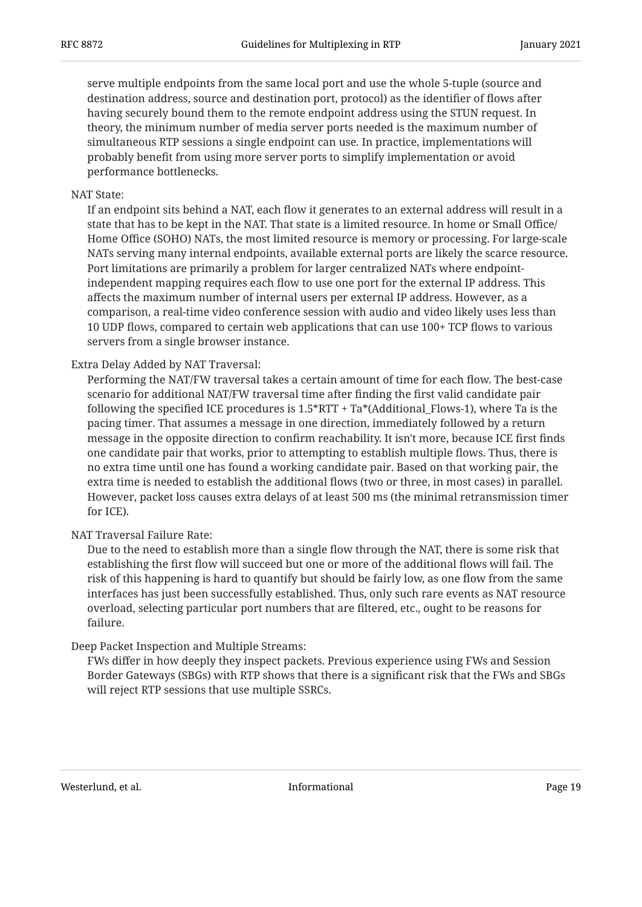serve multiple endpoints from the same local port and use the whole 5-tuple (source and destination address, source and destination port, protocol) as the identifier of flows after having securely bound them to the remote endpoint address using the STUN request. In theory, the minimum number of media server ports needed is the maximum number of simultaneous RTP sessions a single endpoint can use. In practice, implementations will probably benefit from using more server ports to simplify implementation or avoid performance bottlenecks.

NAT State:

If an endpoint sits behind a NAT, each flow it generates to an external address will result in a state that has to be kept in the NAT. That state is a limited resource. In home or Small Office/Home Office (SOHO) NATs, the most limited resource is memory or processing. For large-scale NATs serving many internal endpoints, available external ports are likely the scarce resource. Port limitations are primarily a problem for larger centralized NATs where endpoint-independent mapping requires each flow to use one port for the external IP address. This affects the maximum number of internal users per external IP address. However, as a comparison, a real-time video conference session with audio and video likely uses less than 10 UDP flows, compared to certain web applications that can use 100+ TCP flows to various servers from a single browser instance.

Extra Delay Added by NAT Traversal:

Performing the NAT/FW traversal takes a certain amount of time for each flow. The best-case scenario for additional NAT/FW traversal time after finding the first valid candidate pair following the specified ICE procedures is 1.5*RTT + Ta*(Additional_Flows-1), where Ta is the pacing timer. That assumes a message in one direction, immediately followed by a return message in the opposite direction to confirm reachability. It isn't more, because ICE first finds one candidate pair that works, prior to attempting to establish multiple flows. Thus, there is no extra time until one has found a working candidate pair. Based on that working pair, the extra time is needed to establish the additional flows (two or three, in most cases) in parallel. However, packet loss causes extra delays of at least 500 ms (the minimal retransmission timer for ICE).

NAT Traversal Failure Rate:

Due to the need to establish more than a single flow through the NAT, there is some risk that establishing the first flow will succeed but one or more of the additional flows will fail. The risk of this happening is hard to quantify but should be fairly low, as one flow from the same interfaces has just been successfully established. Thus, only such rare events as NAT resource overload, selecting particular port numbers that are filtered, etc., ought to be reasons for failure.

Deep Packet Inspection and Multiple Streams:

FWs differ in how deeply they inspect packets. Previous experience using FWs and Session Border Gateways (SBGs) with RTP shows that there is a significant risk that the FWs and SBGs will reject RTP sessions that use multiple SSRCs.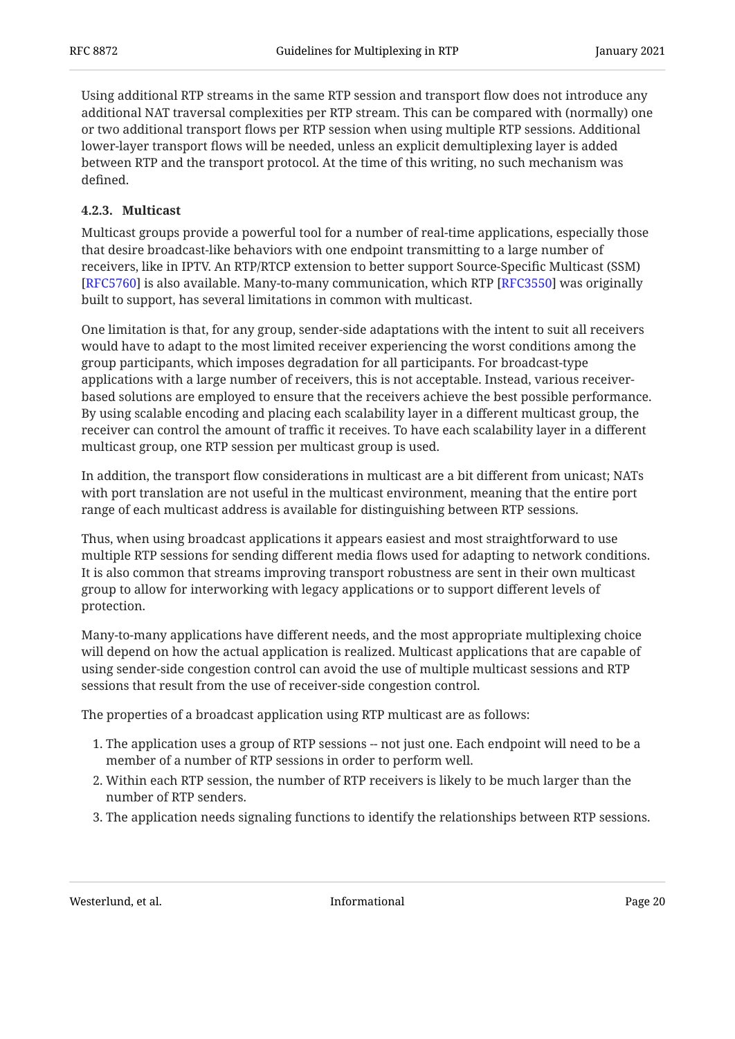Using additional RTP streams in the same RTP session and transport flow does not introduce any additional NAT traversal complexities per RTP stream. This can be compared with (normally) one or two additional transport flows per RTP session when using multiple RTP sessions. Additional lower-layer transport flows will be needed, unless an explicit demultiplexing layer is added between RTP and the transport protocol. At the time of this writing, no such mechanism was defined.

#### 4.2.3. Multicast

Multicast groups provide a powerful tool for a number of real-time applications, especially those that desire broadcast-like behaviors with one endpoint transmitting to a large number of receivers, like in IPTV. An RTP/RTCP extension to better support Source-Specific Multicast (SSM) [RFC5760] is also available. Many-to-many communication, which RTP [RFC3550] was originally built to support, has several limitations in common with multicast.

One limitation is that, for any group, sender-side adaptations with the intent to suit all receivers would have to adapt to the most limited receiver experiencing the worst conditions among the group participants, which imposes degradation for all participants. For broadcast-type applications with a large number of receivers, this is not acceptable. Instead, various receiver-based solutions are employed to ensure that the receivers achieve the best possible performance. By using scalable encoding and placing each scalability layer in a different multicast group, the receiver can control the amount of traffic it receives. To have each scalability layer in a different multicast group, one RTP session per multicast group is used.

In addition, the transport flow considerations in multicast are a bit different from unicast; NATs with port translation are not useful in the multicast environment, meaning that the entire port range of each multicast address is available for distinguishing between RTP sessions.

Thus, when using broadcast applications it appears easiest and most straightforward to use multiple RTP sessions for sending different media flows used for adapting to network conditions. It is also common that streams improving transport robustness are sent in their own multicast group to allow for interworking with legacy applications or to support different levels of protection.

Many-to-many applications have different needs, and the most appropriate multiplexing choice will depend on how the actual application is realized. Multicast applications that are capable of using sender-side congestion control can avoid the use of multiple multicast sessions and RTP sessions that result from the use of receiver-side congestion control.

The properties of a broadcast application using RTP multicast are as follows:

1. The application uses a group of RTP sessions -- not just one. Each endpoint will need to be a member of a number of RTP sessions in order to perform well.
2. Within each RTP session, the number of RTP receivers is likely to be much larger than the number of RTP senders.
3. The application needs signaling functions to identify the relationships between RTP sessions.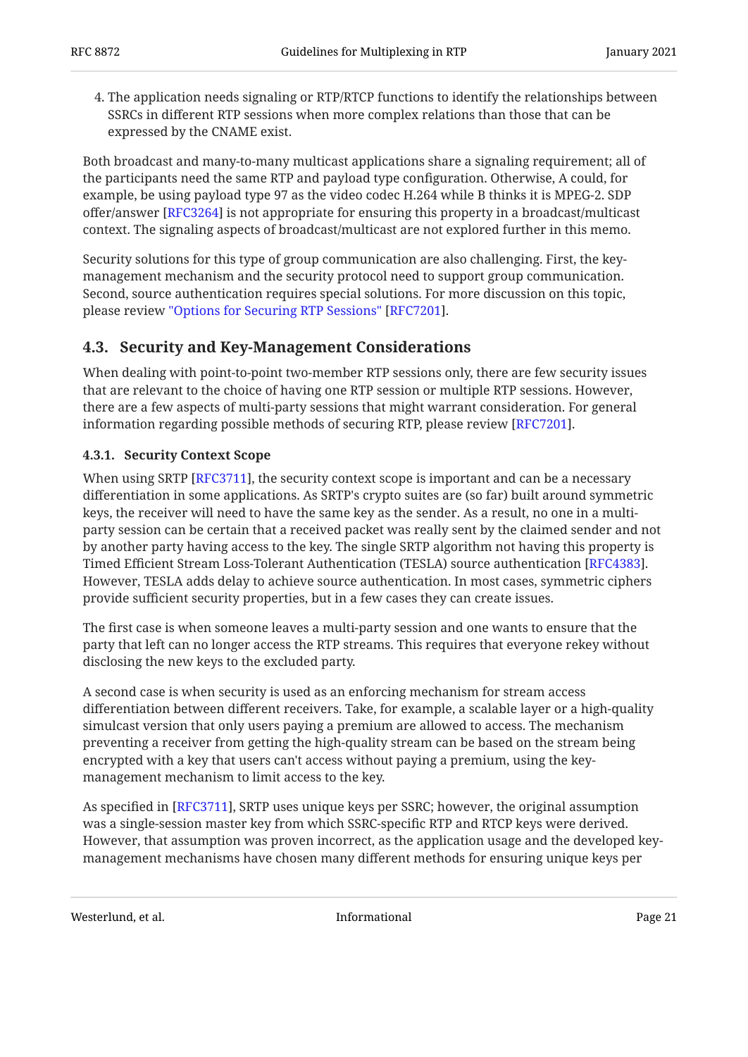4. The application needs signaling or RTP/RTCP functions to identify the relationships between SSRCs in different RTP sessions when more complex relations than those that can be expressed by the CNAME exist.

Both broadcast and many-to-many multicast applications share a signaling requirement; all of the participants need the same RTP and payload type configuration. Otherwise, A could, for example, be using payload type 97 as the video codec H.264 while B thinks it is MPEG-2. SDP offer/answer [RFC3264] is not appropriate for ensuring this property in a broadcast/multicast context. The signaling aspects of broadcast/multicast are not explored further in this memo.

Security solutions for this type of group communication are also challenging. First, the key-management mechanism and the security protocol need to support group communication. Second, source authentication requires special solutions. For more discussion on this topic, please review "Options for Securing RTP Sessions" [RFC7201].

## 4.3. Security and Key-Management Considerations

When dealing with point-to-point two-member RTP sessions only, there are few security issues that are relevant to the choice of having one RTP session or multiple RTP sessions. However, there are a few aspects of multi-party sessions that might warrant consideration. For general information regarding possible methods of securing RTP, please review [RFC7201].

### 4.3.1. Security Context Scope

When using SRTP [RFC3711], the security context scope is important and can be a necessary differentiation in some applications. As SRTP's crypto suites are (so far) built around symmetric keys, the receiver will need to have the same key as the sender. As a result, no one in a multi-party session can be certain that a received packet was really sent by the claimed sender and not by another party having access to the key. The single SRTP algorithm not having this property is Timed Efficient Stream Loss-Tolerant Authentication (TESLA) source authentication [RFC4383]. However, TESLA adds delay to achieve source authentication. In most cases, symmetric ciphers provide sufficient security properties, but in a few cases they can create issues.

The first case is when someone leaves a multi-party session and one wants to ensure that the party that left can no longer access the RTP streams. This requires that everyone rekey without disclosing the new keys to the excluded party.

A second case is when security is used as an enforcing mechanism for stream access differentiation between different receivers. Take, for example, a scalable layer or a high-quality simulcast version that only users paying a premium are allowed to access. The mechanism preventing a receiver from getting the high-quality stream can be based on the stream being encrypted with a key that users can't access without paying a premium, using the key-management mechanism to limit access to the key.

As specified in [RFC3711], SRTP uses unique keys per SSRC; however, the original assumption was a single-session master key from which SSRC-specific RTP and RTCP keys were derived. However, that assumption was proven incorrect, as the application usage and the developed key-management mechanisms have chosen many different methods for ensuring unique keys per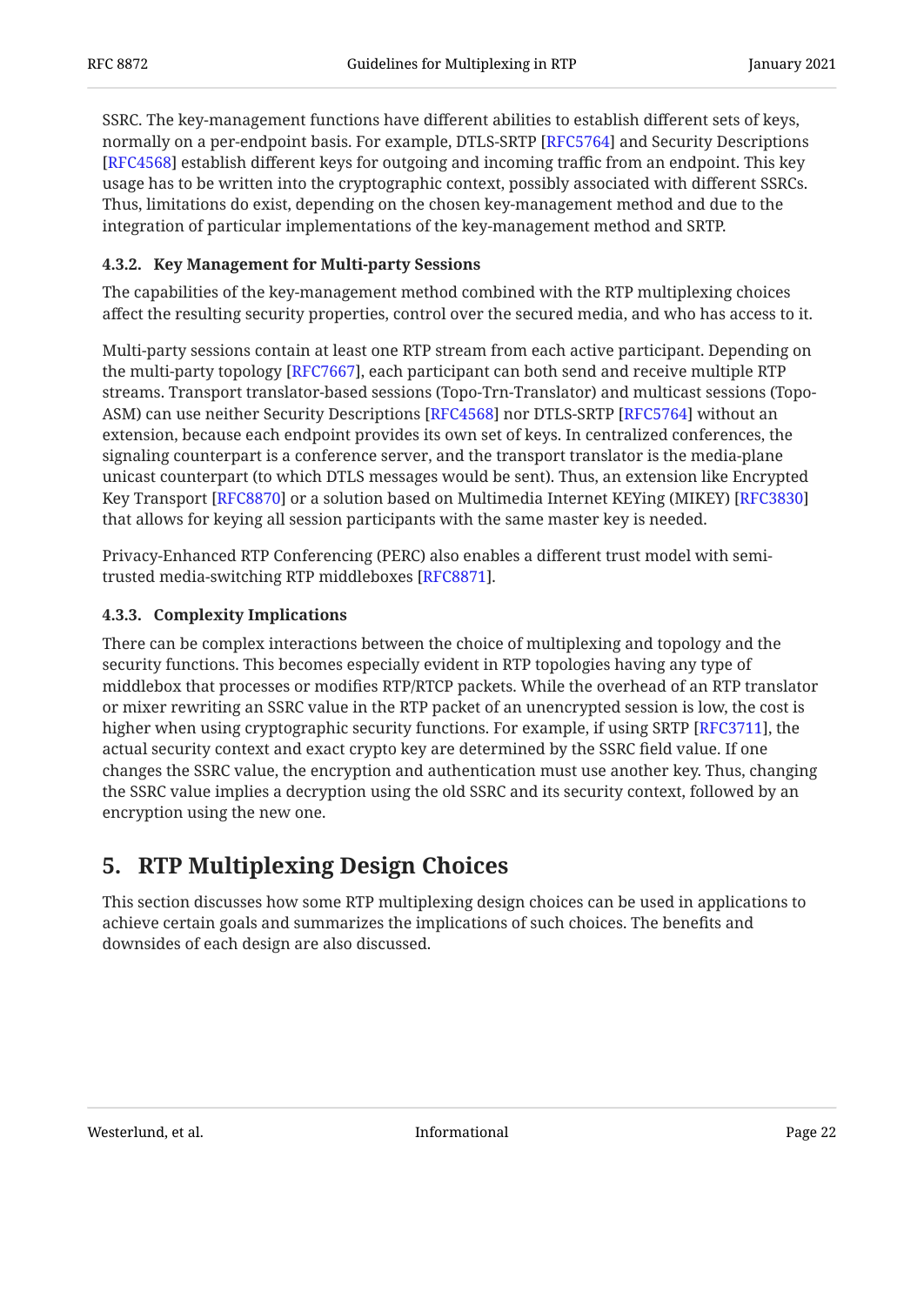SSRC. The key-management functions have different abilities to establish different sets of keys, normally on a per-endpoint basis. For example, DTLS-SRTP [RFC5764] and Security Descriptions [RFC4568] establish different keys for outgoing and incoming traffic from an endpoint. This key usage has to be written into the cryptographic context, possibly associated with different SSRCs. Thus, limitations do exist, depending on the chosen key-management method and due to the integration of particular implementations of the key-management method and SRTP.

#### 4.3.2. Key Management for Multi-party Sessions

The capabilities of the key-management method combined with the RTP multiplexing choices affect the resulting security properties, control over the secured media, and who has access to it.

Multi-party sessions contain at least one RTP stream from each active participant. Depending on the multi-party topology [RFC7667], each participant can both send and receive multiple RTP streams. Transport translator-based sessions (Topo-Trn-Translator) and multicast sessions (Topo-ASM) can use neither Security Descriptions [RFC4568] nor DTLS-SRTP [RFC5764] without an extension, because each endpoint provides its own set of keys. In centralized conferences, the signaling counterpart is a conference server, and the transport translator is the media-plane unicast counterpart (to which DTLS messages would be sent). Thus, an extension like Encrypted Key Transport [RFC8870] or a solution based on Multimedia Internet KEYing (MIKEY) [RFC3830] that allows for keying all session participants with the same master key is needed.

Privacy-Enhanced RTP Conferencing (PERC) also enables a different trust model with semi-trusted media-switching RTP middleboxes [RFC8871].

#### 4.3.3. Complexity Implications

There can be complex interactions between the choice of multiplexing and topology and the security functions. This becomes especially evident in RTP topologies having any type of middlebox that processes or modifies RTP/RTCP packets. While the overhead of an RTP translator or mixer rewriting an SSRC value in the RTP packet of an unencrypted session is low, the cost is higher when using cryptographic security functions. For example, if using SRTP [RFC3711], the actual security context and exact crypto key are determined by the SSRC field value. If one changes the SSRC value, the encryption and authentication must use another key. Thus, changing the SSRC value implies a decryption using the old SSRC and its security context, followed by an encryption using the new one.

## 5. RTP Multiplexing Design Choices

This section discusses how some RTP multiplexing design choices can be used in applications to achieve certain goals and summarizes the implications of such choices. The benefits and downsides of each design are also discussed.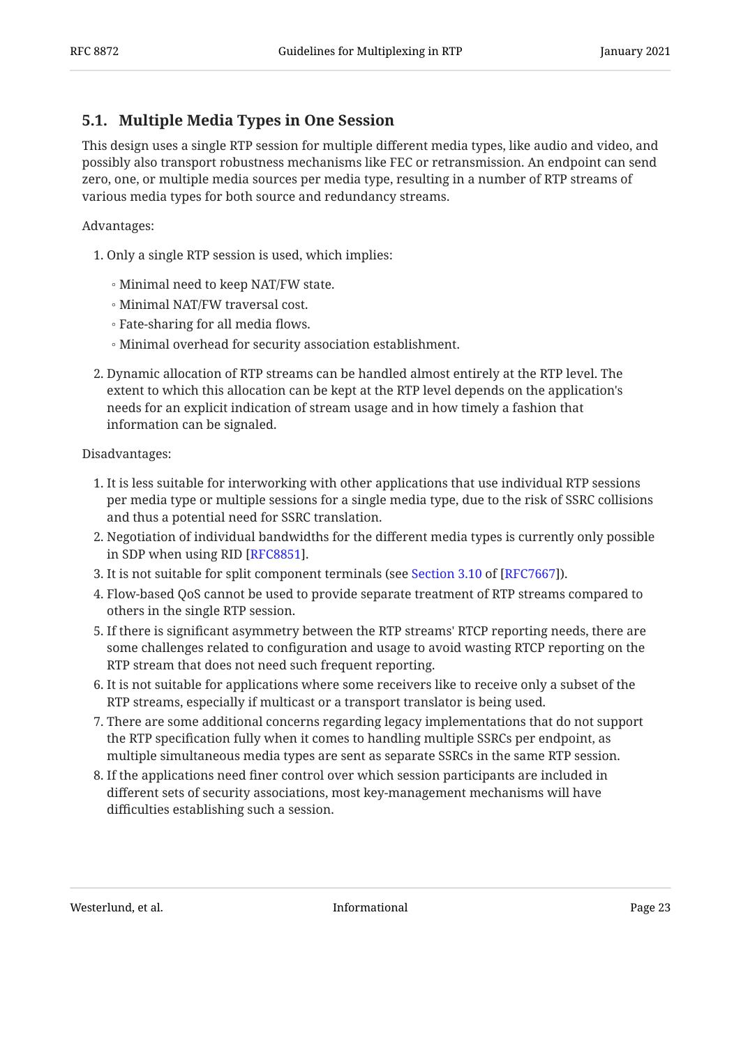### 5.1. Multiple Media Types in One Session

This design uses a single RTP session for multiple different media types, like audio and video, and possibly also transport robustness mechanisms like FEC or retransmission. An endpoint can send zero, one, or multiple media sources per media type, resulting in a number of RTP streams of various media types for both source and redundancy streams.

Advantages:

1. Only a single RTP session is used, which implies:
   - Minimal need to keep NAT/FW state.
   - Minimal NAT/FW traversal cost.
   - Fate-sharing for all media flows.
   - Minimal overhead for security association establishment.
2. Dynamic allocation of RTP streams can be handled almost entirely at the RTP level. The extent to which this allocation can be kept at the RTP level depends on the application's needs for an explicit indication of stream usage and in how timely a fashion that information can be signaled.

Disadvantages:

1. It is less suitable for interworking with other applications that use individual RTP sessions per media type or multiple sessions for a single media type, due to the risk of SSRC collisions and thus a potential need for SSRC translation.
2. Negotiation of individual bandwidths for the different media types is currently only possible in SDP when using RID [RFC8851].
3. It is not suitable for split component terminals (see Section 3.10 of [RFC7667]).
4. Flow-based QoS cannot be used to provide separate treatment of RTP streams compared to others in the single RTP session.
5. If there is significant asymmetry between the RTP streams' RTCP reporting needs, there are some challenges related to configuration and usage to avoid wasting RTCP reporting on the RTP stream that does not need such frequent reporting.
6. It is not suitable for applications where some receivers like to receive only a subset of the RTP streams, especially if multicast or a transport translator is being used.
7. There are some additional concerns regarding legacy implementations that do not support the RTP specification fully when it comes to handling multiple SSRCs per endpoint, as multiple simultaneous media types are sent as separate SSRCs in the same RTP session.
8. If the applications need finer control over which session participants are included in different sets of security associations, most key-management mechanisms will have difficulties establishing such a session.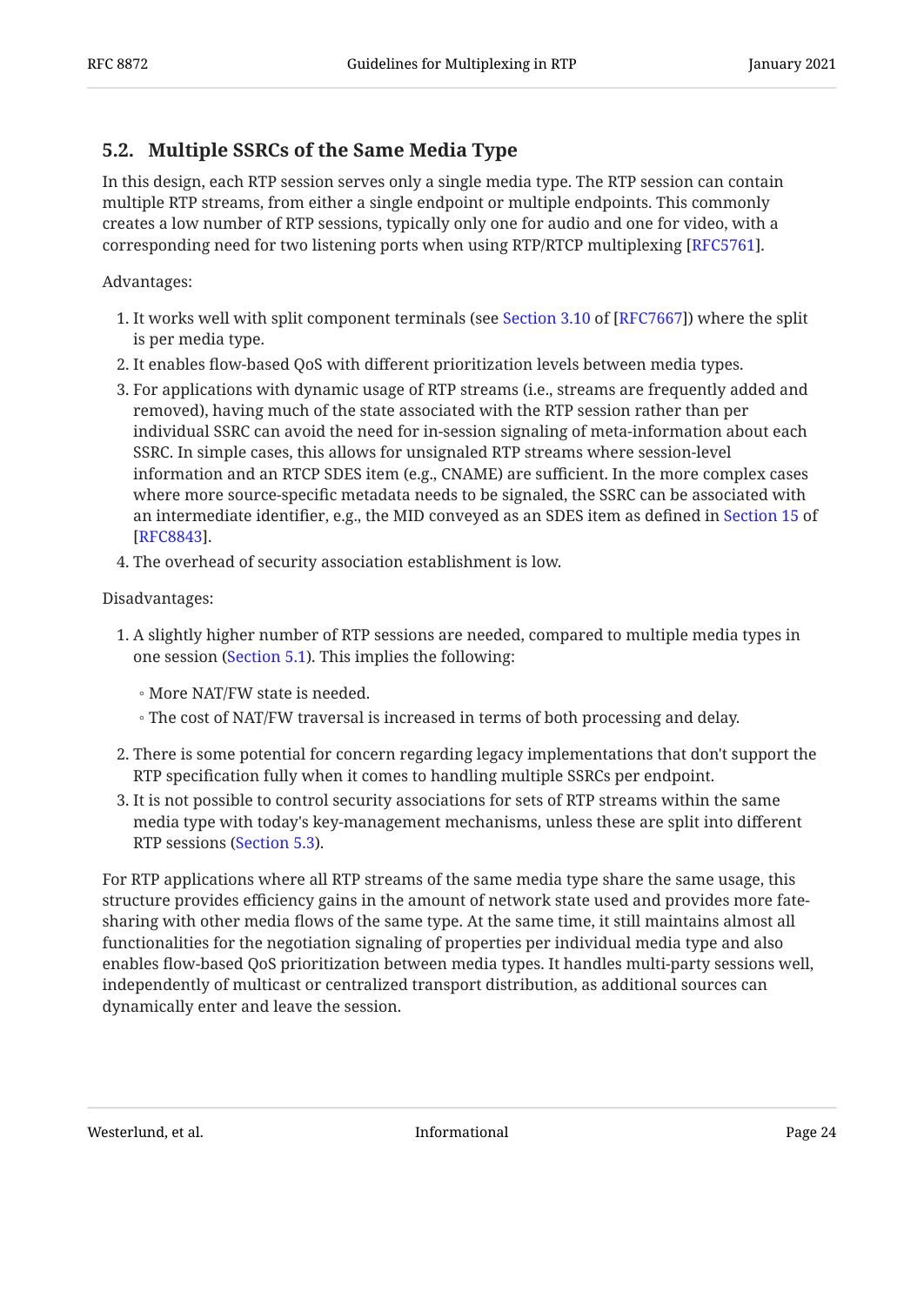## 5.2. Multiple SSRCs of the Same Media Type

In this design, each RTP session serves only a single media type. The RTP session can contain multiple RTP streams, from either a single endpoint or multiple endpoints. This commonly creates a low number of RTP sessions, typically only one for audio and one for video, with a corresponding need for two listening ports when using RTP/RTCP multiplexing [RFC5761].

Advantages:

1. It works well with split component terminals (see Section 3.10 of [RFC7667]) where the split is per media type.
2. It enables flow-based QoS with different prioritization levels between media types.
3. For applications with dynamic usage of RTP streams (i.e., streams are frequently added and removed), having much of the state associated with the RTP session rather than per individual SSRC can avoid the need for in-session signaling of meta-information about each SSRC. In simple cases, this allows for unsignaled RTP streams where session-level information and an RTCP SDES item (e.g., CNAME) are sufficient. In the more complex cases where more source-specific metadata needs to be signaled, the SSRC can be associated with an intermediate identifier, e.g., the MID conveyed as an SDES item as defined in Section 15 of [RFC8843].
4. The overhead of security association establishment is low.

Disadvantages:

1. A slightly higher number of RTP sessions are needed, compared to multiple media types in one session (Section 5.1). This implies the following:
   - More NAT/FW state is needed.
   - The cost of NAT/FW traversal is increased in terms of both processing and delay.
2. There is some potential for concern regarding legacy implementations that don't support the RTP specification fully when it comes to handling multiple SSRCs per endpoint.
3. It is not possible to control security associations for sets of RTP streams within the same media type with today's key-management mechanisms, unless these are split into different RTP sessions (Section 5.3).

For RTP applications where all RTP streams of the same media type share the same usage, this structure provides efficiency gains in the amount of network state used and provides more fate-sharing with other media flows of the same type. At the same time, it still maintains almost all functionalities for the negotiation signaling of properties per individual media type and also enables flow-based QoS prioritization between media types. It handles multi-party sessions well, independently of multicast or centralized transport distribution, as additional sources can dynamically enter and leave the session.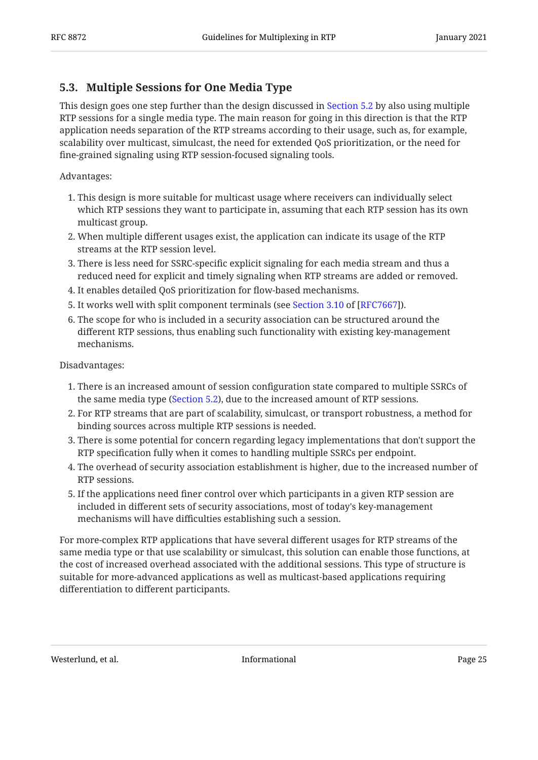### 5.3. Multiple Sessions for One Media Type

This design goes one step further than the design discussed in Section 5.2 by also using multiple RTP sessions for a single media type. The main reason for going in this direction is that the RTP application needs separation of the RTP streams according to their usage, such as, for example, scalability over multicast, simulcast, the need for extended QoS prioritization, or the need for fine-grained signaling using RTP session-focused signaling tools.

Advantages:

1. This design is more suitable for multicast usage where receivers can individually select which RTP sessions they want to participate in, assuming that each RTP session has its own multicast group.
2. When multiple different usages exist, the application can indicate its usage of the RTP streams at the RTP session level.
3. There is less need for SSRC-specific explicit signaling for each media stream and thus a reduced need for explicit and timely signaling when RTP streams are added or removed.
4. It enables detailed QoS prioritization for flow-based mechanisms.
5. It works well with split component terminals (see Section 3.10 of [RFC7667]).
6. The scope for who is included in a security association can be structured around the different RTP sessions, thus enabling such functionality with existing key-management mechanisms.

Disadvantages:

1. There is an increased amount of session configuration state compared to multiple SSRCs of the same media type (Section 5.2), due to the increased amount of RTP sessions.
2. For RTP streams that are part of scalability, simulcast, or transport robustness, a method for binding sources across multiple RTP sessions is needed.
3. There is some potential for concern regarding legacy implementations that don't support the RTP specification fully when it comes to handling multiple SSRCs per endpoint.
4. The overhead of security association establishment is higher, due to the increased number of RTP sessions.
5. If the applications need finer control over which participants in a given RTP session are included in different sets of security associations, most of today's key-management mechanisms will have difficulties establishing such a session.

For more-complex RTP applications that have several different usages for RTP streams of the same media type or that use scalability or simulcast, this solution can enable those functions, at the cost of increased overhead associated with the additional sessions. This type of structure is suitable for more-advanced applications as well as multicast-based applications requiring differentiation to different participants.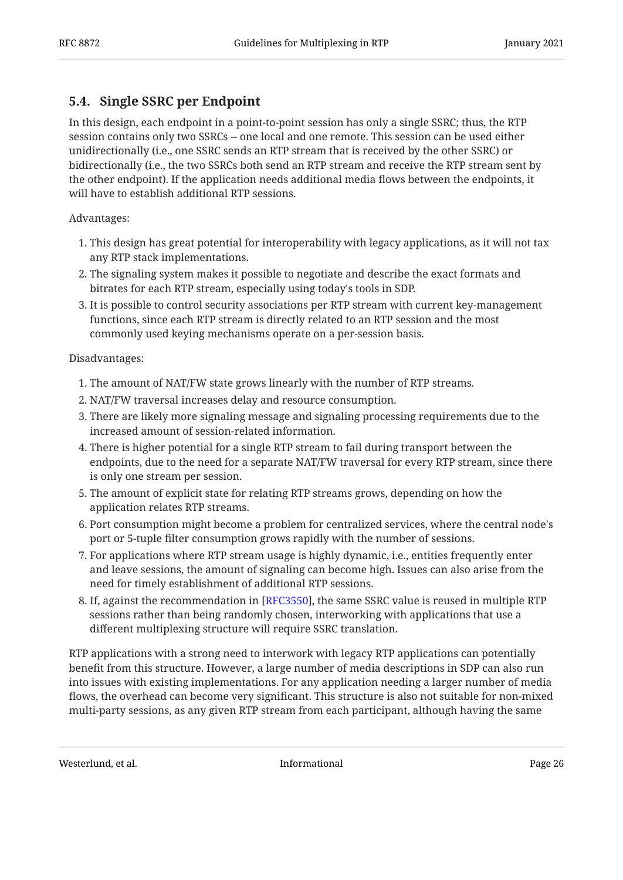### 5.4. Single SSRC per Endpoint

In this design, each endpoint in a point-to-point session has only a single SSRC; thus, the RTP session contains only two SSRCs -- one local and one remote. This session can be used either unidirectionally (i.e., one SSRC sends an RTP stream that is received by the other SSRC) or bidirectionally (i.e., the two SSRCs both send an RTP stream and receive the RTP stream sent by the other endpoint). If the application needs additional media flows between the endpoints, it will have to establish additional RTP sessions.

Advantages:

1. This design has great potential for interoperability with legacy applications, as it will not tax any RTP stack implementations.
2. The signaling system makes it possible to negotiate and describe the exact formats and bitrates for each RTP stream, especially using today's tools in SDP.
3. It is possible to control security associations per RTP stream with current key-management functions, since each RTP stream is directly related to an RTP session and the most commonly used keying mechanisms operate on a per-session basis.

Disadvantages:

1. The amount of NAT/FW state grows linearly with the number of RTP streams.
2. NAT/FW traversal increases delay and resource consumption.
3. There are likely more signaling message and signaling processing requirements due to the increased amount of session-related information.
4. There is higher potential for a single RTP stream to fail during transport between the endpoints, due to the need for a separate NAT/FW traversal for every RTP stream, since there is only one stream per session.
5. The amount of explicit state for relating RTP streams grows, depending on how the application relates RTP streams.
6. Port consumption might become a problem for centralized services, where the central node's port or 5-tuple filter consumption grows rapidly with the number of sessions.
7. For applications where RTP stream usage is highly dynamic, i.e., entities frequently enter and leave sessions, the amount of signaling can become high. Issues can also arise from the need for timely establishment of additional RTP sessions.
8. If, against the recommendation in [RFC3550], the same SSRC value is reused in multiple RTP sessions rather than being randomly chosen, interworking with applications that use a different multiplexing structure will require SSRC translation.

RTP applications with a strong need to interwork with legacy RTP applications can potentially benefit from this structure. However, a large number of media descriptions in SDP can also run into issues with existing implementations. For any application needing a larger number of media flows, the overhead can become very significant. This structure is also not suitable for non-mixed multi-party sessions, as any given RTP stream from each participant, although having the same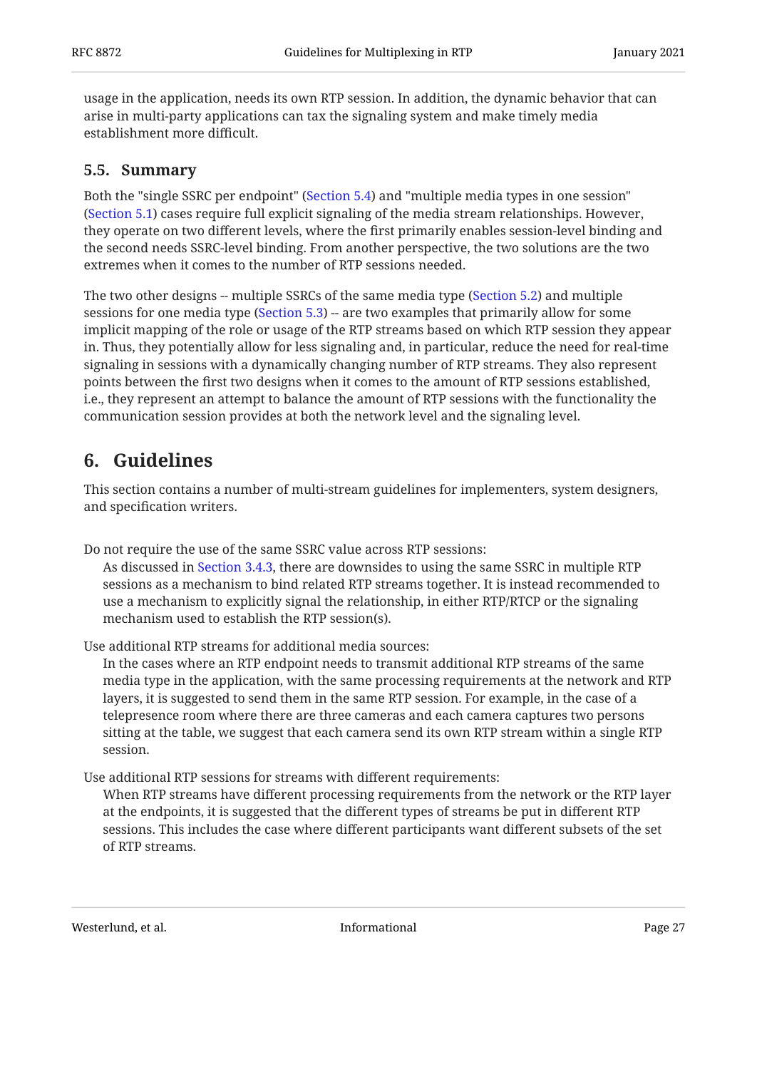usage in the application, needs its own RTP session. In addition, the dynamic behavior that can arise in multi-party applications can tax the signaling system and make timely media establishment more difficult.

### 5.5. Summary

Both the "single SSRC per endpoint" (Section 5.4) and "multiple media types in one session" (Section 5.1) cases require full explicit signaling of the media stream relationships. However, they operate on two different levels, where the first primarily enables session-level binding and the second needs SSRC-level binding. From another perspective, the two solutions are the two extremes when it comes to the number of RTP sessions needed.

The two other designs -- multiple SSRCs of the same media type (Section 5.2) and multiple sessions for one media type (Section 5.3) -- are two examples that primarily allow for some implicit mapping of the role or usage of the RTP streams based on which RTP session they appear in. Thus, they potentially allow for less signaling and, in particular, reduce the need for real-time signaling in sessions with a dynamically changing number of RTP streams. They also represent points between the first two designs when it comes to the amount of RTP sessions established, i.e., they represent an attempt to balance the amount of RTP sessions with the functionality the communication session provides at both the network level and the signaling level.

## 6. Guidelines

This section contains a number of multi-stream guidelines for implementers, system designers, and specification writers.

Do not require the use of the same SSRC value across RTP sessions:
: As discussed in Section 3.4.3, there are downsides to using the same SSRC in multiple RTP sessions as a mechanism to bind related RTP streams together. It is instead recommended to use a mechanism to explicitly signal the relationship, in either RTP/RTCP or the signaling mechanism used to establish the RTP session(s).

Use additional RTP streams for additional media sources:
: In the cases where an RTP endpoint needs to transmit additional RTP streams of the same media type in the application, with the same processing requirements at the network and RTP layers, it is suggested to send them in the same RTP session. For example, in the case of a telepresence room where there are three cameras and each camera captures two persons sitting at the table, we suggest that each camera send its own RTP stream within a single RTP session.

Use additional RTP sessions for streams with different requirements:
: When RTP streams have different processing requirements from the network or the RTP layer at the endpoints, it is suggested that the different types of streams be put in different RTP sessions. This includes the case where different participants want different subsets of the set of RTP streams.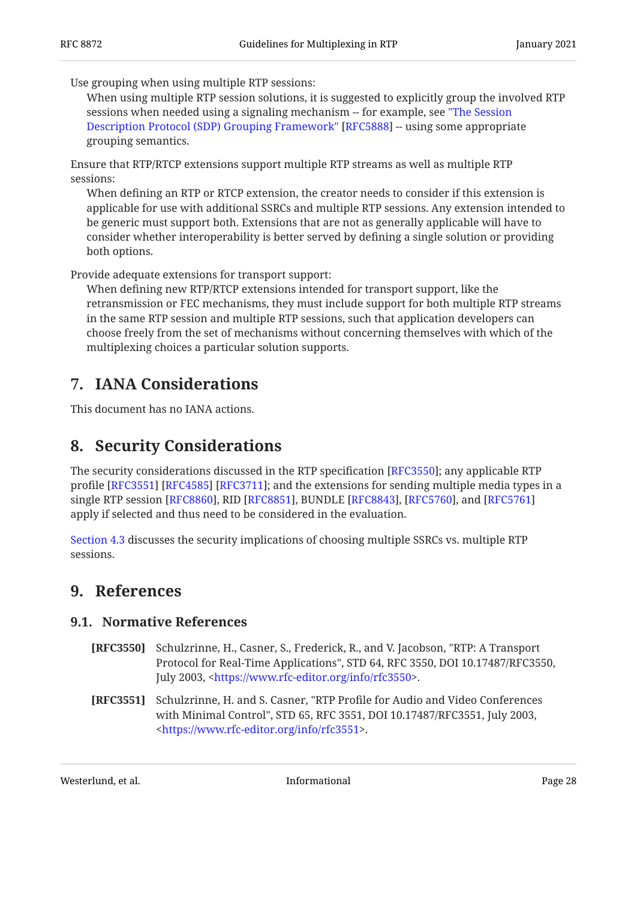Use grouping when using multiple RTP sessions:

When using multiple RTP session solutions, it is suggested to explicitly group the involved RTP sessions when needed using a signaling mechanism -- for example, see "The Session Description Protocol (SDP) Grouping Framework" [RFC5888] -- using some appropriate grouping semantics.

Ensure that RTP/RTCP extensions support multiple RTP streams as well as multiple RTP sessions:

When defining an RTP or RTCP extension, the creator needs to consider if this extension is applicable for use with additional SSRCs and multiple RTP sessions. Any extension intended to be generic must support both. Extensions that are not as generally applicable will have to consider whether interoperability is better served by defining a single solution or providing both options.

Provide adequate extensions for transport support:

When defining new RTP/RTCP extensions intended for transport support, like the retransmission or FEC mechanisms, they must include support for both multiple RTP streams in the same RTP session and multiple RTP sessions, such that application developers can choose freely from the set of mechanisms without concerning themselves with which of the multiplexing choices a particular solution supports.

## 7. IANA Considerations

This document has no IANA actions.

## 8. Security Considerations

The security considerations discussed in the RTP specification [RFC3550]; any applicable RTP profile [RFC3551] [RFC4585] [RFC3711]; and the extensions for sending multiple media types in a single RTP session [RFC8860], RID [RFC8851], BUNDLE [RFC8843], [RFC5760], and [RFC5761] apply if selected and thus need to be considered in the evaluation.

Section 4.3 discusses the security implications of choosing multiple SSRCs vs. multiple RTP sessions.

## 9. References

### 9.1. Normative References

**[RFC3550]** Schulzrinne, H., Casner, S., Frederick, R., and V. Jacobson, "RTP: A Transport Protocol for Real-Time Applications", STD 64, RFC 3550, DOI 10.17487/RFC3550, July 2003, <https://www.rfc-editor.org/info/rfc3550>.

**[RFC3551]** Schulzrinne, H. and S. Casner, "RTP Profile for Audio and Video Conferences with Minimal Control", STD 65, RFC 3551, DOI 10.17487/RFC3551, July 2003, <https://www.rfc-editor.org/info/rfc3551>.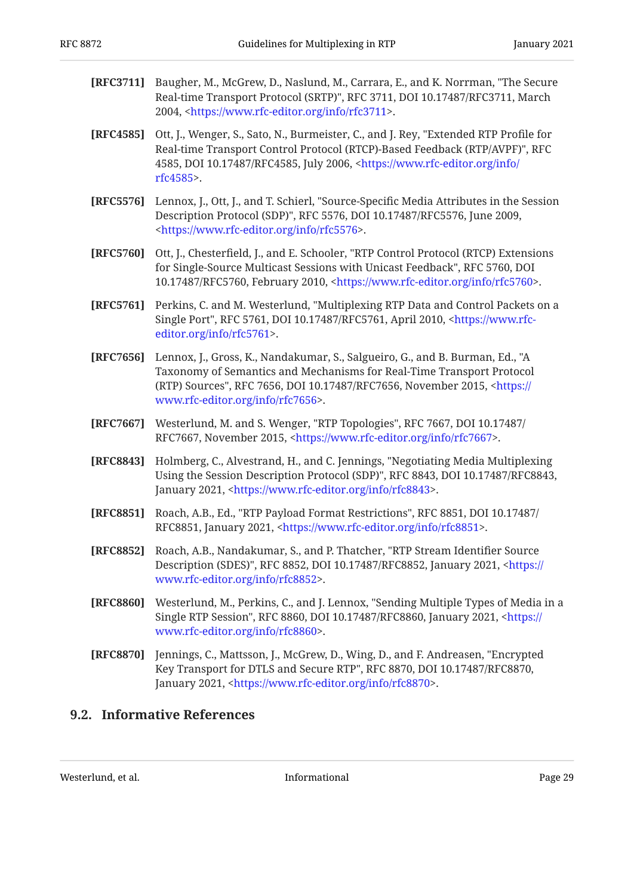**[RFC3711]** Baugher, M., McGrew, D., Naslund, M., Carrara, E., and K. Norrman, "The Secure Real-time Transport Protocol (SRTP)", RFC 3711, DOI 10.17487/RFC3711, March 2004, <https://www.rfc-editor.org/info/rfc3711>.

**[RFC4585]** Ott, J., Wenger, S., Sato, N., Burmeister, C., and J. Rey, "Extended RTP Profile for Real-time Transport Control Protocol (RTCP)-Based Feedback (RTP/AVPF)", RFC 4585, DOI 10.17487/RFC4585, July 2006, <https://www.rfc-editor.org/info/rfc4585>.

**[RFC5576]** Lennox, J., Ott, J., and T. Schierl, "Source-Specific Media Attributes in the Session Description Protocol (SDP)", RFC 5576, DOI 10.17487/RFC5576, June 2009, <https://www.rfc-editor.org/info/rfc5576>.

**[RFC5760]** Ott, J., Chesterfield, J., and E. Schooler, "RTP Control Protocol (RTCP) Extensions for Single-Source Multicast Sessions with Unicast Feedback", RFC 5760, DOI 10.17487/RFC5760, February 2010, <https://www.rfc-editor.org/info/rfc5760>.

**[RFC5761]** Perkins, C. and M. Westerlund, "Multiplexing RTP Data and Control Packets on a Single Port", RFC 5761, DOI 10.17487/RFC5761, April 2010, <https://www.rfc-editor.org/info/rfc5761>.

**[RFC7656]** Lennox, J., Gross, K., Nandakumar, S., Salgueiro, G., and B. Burman, Ed., "A Taxonomy of Semantics and Mechanisms for Real-Time Transport Protocol (RTP) Sources", RFC 7656, DOI 10.17487/RFC7656, November 2015, <https://www.rfc-editor.org/info/rfc7656>.

**[RFC7667]** Westerlund, M. and S. Wenger, "RTP Topologies", RFC 7667, DOI 10.17487/RFC7667, November 2015, <https://www.rfc-editor.org/info/rfc7667>.

**[RFC8843]** Holmberg, C., Alvestrand, H., and C. Jennings, "Negotiating Media Multiplexing Using the Session Description Protocol (SDP)", RFC 8843, DOI 10.17487/RFC8843, January 2021, <https://www.rfc-editor.org/info/rfc8843>.

**[RFC8851]** Roach, A.B., Ed., "RTP Payload Format Restrictions", RFC 8851, DOI 10.17487/RFC8851, January 2021, <https://www.rfc-editor.org/info/rfc8851>.

**[RFC8852]** Roach, A.B., Nandakumar, S., and P. Thatcher, "RTP Stream Identifier Source Description (SDES)", RFC 8852, DOI 10.17487/RFC8852, January 2021, <https://www.rfc-editor.org/info/rfc8852>.

**[RFC8860]** Westerlund, M., Perkins, C., and J. Lennox, "Sending Multiple Types of Media in a Single RTP Session", RFC 8860, DOI 10.17487/RFC8860, January 2021, <https://www.rfc-editor.org/info/rfc8860>.

**[RFC8870]** Jennings, C., Mattsson, J., McGrew, D., Wing, D., and F. Andreasen, "Encrypted Key Transport for DTLS and Secure RTP", RFC 8870, DOI 10.17487/RFC8870, January 2021, <https://www.rfc-editor.org/info/rfc8870>.

## 9.2. Informative References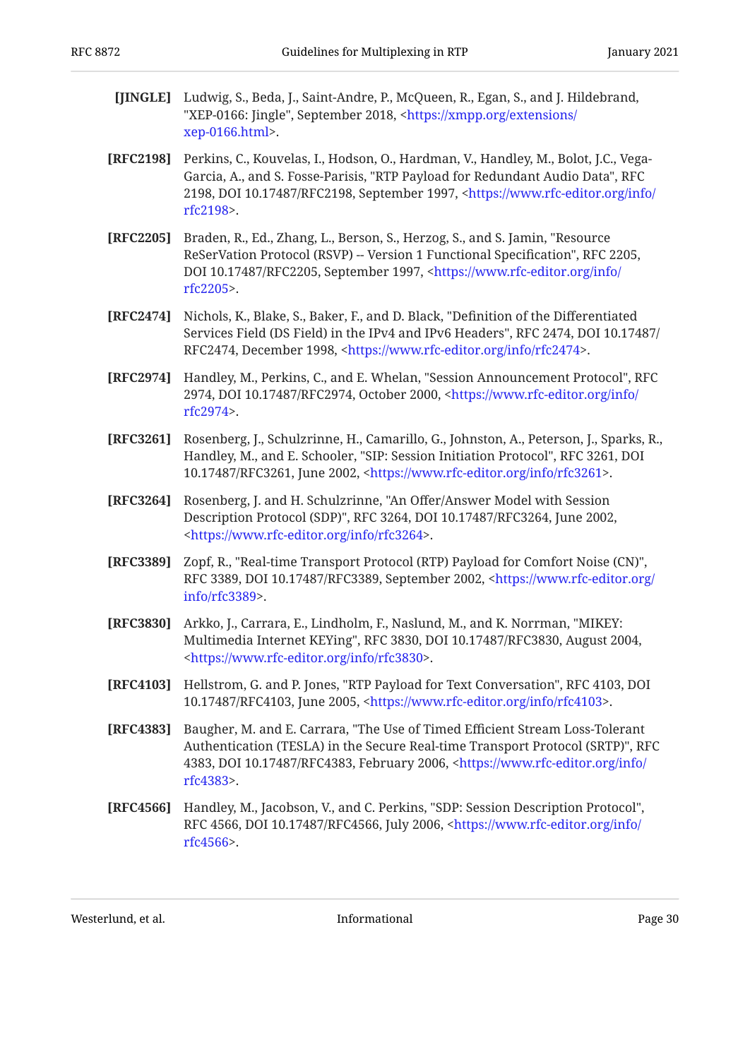**[JINGLE]** Ludwig, S., Beda, J., Saint-Andre, P., McQueen, R., Egan, S., and J. Hildebrand, "XEP-0166: Jingle", September 2018, <https://xmpp.org/extensions/xep-0166.html>.

**[RFC2198]** Perkins, C., Kouvelas, I., Hodson, O., Hardman, V., Handley, M., Bolot, J.C., Vega-Garcia, A., and S. Fosse-Parisis, "RTP Payload for Redundant Audio Data", RFC 2198, DOI 10.17487/RFC2198, September 1997, <https://www.rfc-editor.org/info/rfc2198>.

**[RFC2205]** Braden, R., Ed., Zhang, L., Berson, S., Herzog, S., and S. Jamin, "Resource ReSerVation Protocol (RSVP) -- Version 1 Functional Specification", RFC 2205, DOI 10.17487/RFC2205, September 1997, <https://www.rfc-editor.org/info/rfc2205>.

**[RFC2474]** Nichols, K., Blake, S., Baker, F., and D. Black, "Definition of the Differentiated Services Field (DS Field) in the IPv4 and IPv6 Headers", RFC 2474, DOI 10.17487/RFC2474, December 1998, <https://www.rfc-editor.org/info/rfc2474>.

**[RFC2974]** Handley, M., Perkins, C., and E. Whelan, "Session Announcement Protocol", RFC 2974, DOI 10.17487/RFC2974, October 2000, <https://www.rfc-editor.org/info/rfc2974>.

**[RFC3261]** Rosenberg, J., Schulzrinne, H., Camarillo, G., Johnston, A., Peterson, J., Sparks, R., Handley, M., and E. Schooler, "SIP: Session Initiation Protocol", RFC 3261, DOI 10.17487/RFC3261, June 2002, <https://www.rfc-editor.org/info/rfc3261>.

**[RFC3264]** Rosenberg, J. and H. Schulzrinne, "An Offer/Answer Model with Session Description Protocol (SDP)", RFC 3264, DOI 10.17487/RFC3264, June 2002, <https://www.rfc-editor.org/info/rfc3264>.

**[RFC3389]** Zopf, R., "Real-time Transport Protocol (RTP) Payload for Comfort Noise (CN)", RFC 3389, DOI 10.17487/RFC3389, September 2002, <https://www.rfc-editor.org/info/rfc3389>.

**[RFC3830]** Arkko, J., Carrara, E., Lindholm, F., Naslund, M., and K. Norrman, "MIKEY: Multimedia Internet KEYing", RFC 3830, DOI 10.17487/RFC3830, August 2004, <https://www.rfc-editor.org/info/rfc3830>.

**[RFC4103]** Hellstrom, G. and P. Jones, "RTP Payload for Text Conversation", RFC 4103, DOI 10.17487/RFC4103, June 2005, <https://www.rfc-editor.org/info/rfc4103>.

**[RFC4383]** Baugher, M. and E. Carrara, "The Use of Timed Efficient Stream Loss-Tolerant Authentication (TESLA) in the Secure Real-time Transport Protocol (SRTP)", RFC 4383, DOI 10.17487/RFC4383, February 2006, <https://www.rfc-editor.org/info/rfc4383>.

**[RFC4566]** Handley, M., Jacobson, V., and C. Perkins, "SDP: Session Description Protocol", RFC 4566, DOI 10.17487/RFC4566, July 2006, <https://www.rfc-editor.org/info/rfc4566>.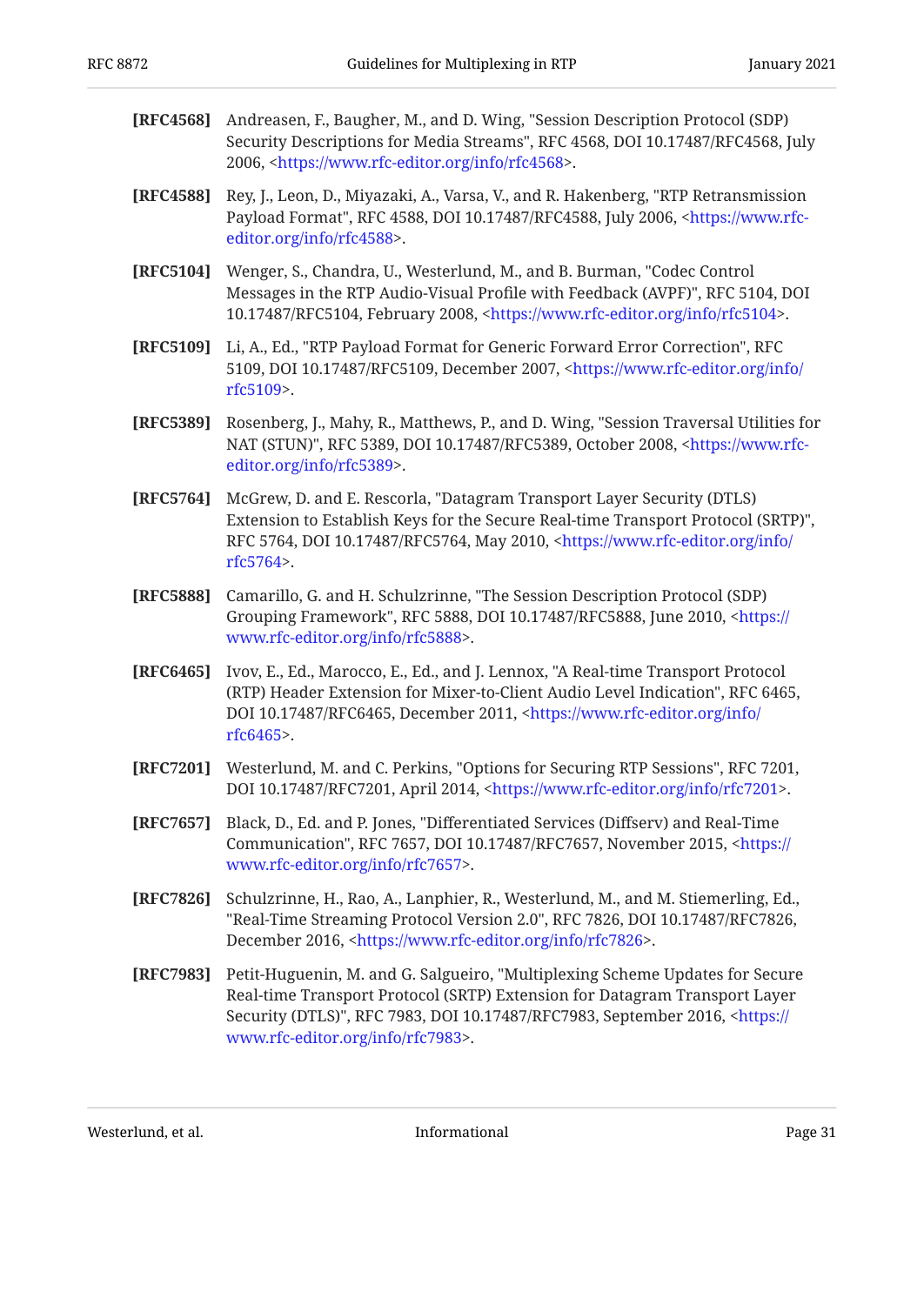**[RFC4568]** Andreasen, F., Baugher, M., and D. Wing, "Session Description Protocol (SDP) Security Descriptions for Media Streams", RFC 4568, DOI 10.17487/RFC4568, July 2006, <https://www.rfc-editor.org/info/rfc4568>.

**[RFC4588]** Rey, J., Leon, D., Miyazaki, A., Varsa, V., and R. Hakenberg, "RTP Retransmission Payload Format", RFC 4588, DOI 10.17487/RFC4588, July 2006, <https://www.rfc-editor.org/info/rfc4588>.

**[RFC5104]** Wenger, S., Chandra, U., Westerlund, M., and B. Burman, "Codec Control Messages in the RTP Audio-Visual Profile with Feedback (AVPF)", RFC 5104, DOI 10.17487/RFC5104, February 2008, <https://www.rfc-editor.org/info/rfc5104>.

**[RFC5109]** Li, A., Ed., "RTP Payload Format for Generic Forward Error Correction", RFC 5109, DOI 10.17487/RFC5109, December 2007, <https://www.rfc-editor.org/info/rfc5109>.

**[RFC5389]** Rosenberg, J., Mahy, R., Matthews, P., and D. Wing, "Session Traversal Utilities for NAT (STUN)", RFC 5389, DOI 10.17487/RFC5389, October 2008, <https://www.rfc-editor.org/info/rfc5389>.

**[RFC5764]** McGrew, D. and E. Rescorla, "Datagram Transport Layer Security (DTLS) Extension to Establish Keys for the Secure Real-time Transport Protocol (SRTP)", RFC 5764, DOI 10.17487/RFC5764, May 2010, <https://www.rfc-editor.org/info/rfc5764>.

**[RFC5888]** Camarillo, G. and H. Schulzrinne, "The Session Description Protocol (SDP) Grouping Framework", RFC 5888, DOI 10.17487/RFC5888, June 2010, <https://www.rfc-editor.org/info/rfc5888>.

**[RFC6465]** Ivov, E., Ed., Marocco, E., Ed., and J. Lennox, "A Real-time Transport Protocol (RTP) Header Extension for Mixer-to-Client Audio Level Indication", RFC 6465, DOI 10.17487/RFC6465, December 2011, <https://www.rfc-editor.org/info/rfc6465>.

**[RFC7201]** Westerlund, M. and C. Perkins, "Options for Securing RTP Sessions", RFC 7201, DOI 10.17487/RFC7201, April 2014, <https://www.rfc-editor.org/info/rfc7201>.

**[RFC7657]** Black, D., Ed. and P. Jones, "Differentiated Services (Diffserv) and Real-Time Communication", RFC 7657, DOI 10.17487/RFC7657, November 2015, <https://www.rfc-editor.org/info/rfc7657>.

**[RFC7826]** Schulzrinne, H., Rao, A., Lanphier, R., Westerlund, M., and M. Stiemerling, Ed., "Real-Time Streaming Protocol Version 2.0", RFC 7826, DOI 10.17487/RFC7826, December 2016, <https://www.rfc-editor.org/info/rfc7826>.

**[RFC7983]** Petit-Huguenin, M. and G. Salgueiro, "Multiplexing Scheme Updates for Secure Real-time Transport Protocol (SRTP) Extension for Datagram Transport Layer Security (DTLS)", RFC 7983, DOI 10.17487/RFC7983, September 2016, <https://www.rfc-editor.org/info/rfc7983>.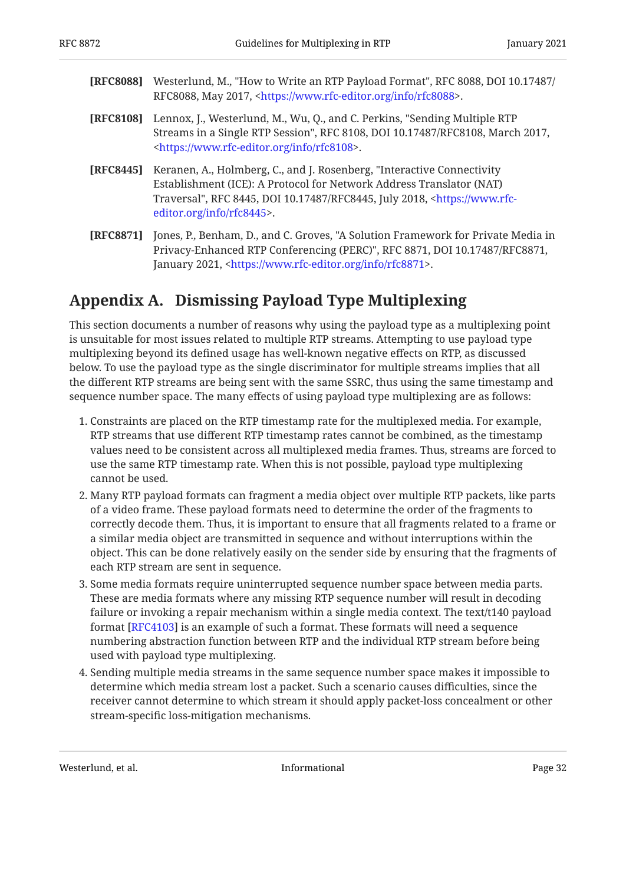**[RFC8088]** Westerlund, M., "How to Write an RTP Payload Format", RFC 8088, DOI 10.17487/RFC8088, May 2017, <https://www.rfc-editor.org/info/rfc8088>.

**[RFC8108]** Lennox, J., Westerlund, M., Wu, Q., and C. Perkins, "Sending Multiple RTP Streams in a Single RTP Session", RFC 8108, DOI 10.17487/RFC8108, March 2017, <https://www.rfc-editor.org/info/rfc8108>.

**[RFC8445]** Keranen, A., Holmberg, C., and J. Rosenberg, "Interactive Connectivity Establishment (ICE): A Protocol for Network Address Translator (NAT) Traversal", RFC 8445, DOI 10.17487/RFC8445, July 2018, <https://www.rfc-editor.org/info/rfc8445>.

**[RFC8871]** Jones, P., Benham, D., and C. Groves, "A Solution Framework for Private Media in Privacy-Enhanced RTP Conferencing (PERC)", RFC 8871, DOI 10.17487/RFC8871, January 2021, <https://www.rfc-editor.org/info/rfc8871>.

## Appendix A. Dismissing Payload Type Multiplexing

This section documents a number of reasons why using the payload type as a multiplexing point is unsuitable for most issues related to multiple RTP streams. Attempting to use payload type multiplexing beyond its defined usage has well-known negative effects on RTP, as discussed below. To use the payload type as the single discriminator for multiple streams implies that all the different RTP streams are being sent with the same SSRC, thus using the same timestamp and sequence number space. The many effects of using payload type multiplexing are as follows:

1. Constraints are placed on the RTP timestamp rate for the multiplexed media. For example, RTP streams that use different RTP timestamp rates cannot be combined, as the timestamp values need to be consistent across all multiplexed media frames. Thus, streams are forced to use the same RTP timestamp rate. When this is not possible, payload type multiplexing cannot be used.
2. Many RTP payload formats can fragment a media object over multiple RTP packets, like parts of a video frame. These payload formats need to determine the order of the fragments to correctly decode them. Thus, it is important to ensure that all fragments related to a frame or a similar media object are transmitted in sequence and without interruptions within the object. This can be done relatively easily on the sender side by ensuring that the fragments of each RTP stream are sent in sequence.
3. Some media formats require uninterrupted sequence number space between media parts. These are media formats where any missing RTP sequence number will result in decoding failure or invoking a repair mechanism within a single media context. The text/t140 payload format [RFC4103] is an example of such a format. These formats will need a sequence numbering abstraction function between RTP and the individual RTP stream before being used with payload type multiplexing.
4. Sending multiple media streams in the same sequence number space makes it impossible to determine which media stream lost a packet. Such a scenario causes difficulties, since the receiver cannot determine to which stream it should apply packet-loss concealment or other stream-specific loss-mitigation mechanisms.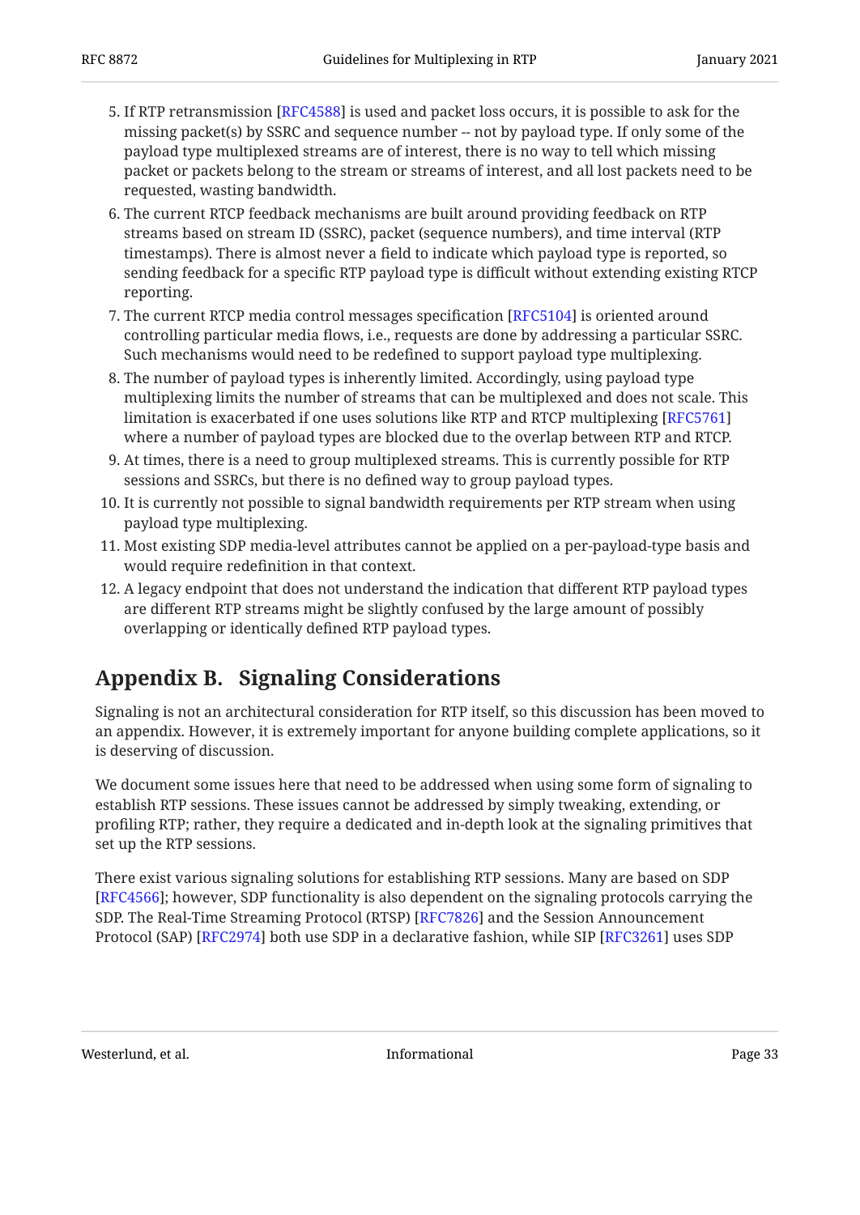5. If RTP retransmission [RFC4588] is used and packet loss occurs, it is possible to ask for the missing packet(s) by SSRC and sequence number -- not by payload type. If only some of the payload type multiplexed streams are of interest, there is no way to tell which missing packet or packets belong to the stream or streams of interest, and all lost packets need to be requested, wasting bandwidth.
6. The current RTCP feedback mechanisms are built around providing feedback on RTP streams based on stream ID (SSRC), packet (sequence numbers), and time interval (RTP timestamps). There is almost never a field to indicate which payload type is reported, so sending feedback for a specific RTP payload type is difficult without extending existing RTCP reporting.
7. The current RTCP media control messages specification [RFC5104] is oriented around controlling particular media flows, i.e., requests are done by addressing a particular SSRC. Such mechanisms would need to be redefined to support payload type multiplexing.
8. The number of payload types is inherently limited. Accordingly, using payload type multiplexing limits the number of streams that can be multiplexed and does not scale. This limitation is exacerbated if one uses solutions like RTP and RTCP multiplexing [RFC5761] where a number of payload types are blocked due to the overlap between RTP and RTCP.
9. At times, there is a need to group multiplexed streams. This is currently possible for RTP sessions and SSRCs, but there is no defined way to group payload types.
10. It is currently not possible to signal bandwidth requirements per RTP stream when using payload type multiplexing.
11. Most existing SDP media-level attributes cannot be applied on a per-payload-type basis and would require redefinition in that context.
12. A legacy endpoint that does not understand the indication that different RTP payload types are different RTP streams might be slightly confused by the large amount of possibly overlapping or identically defined RTP payload types.

# Appendix B. Signaling Considerations

Signaling is not an architectural consideration for RTP itself, so this discussion has been moved to an appendix. However, it is extremely important for anyone building complete applications, so it is deserving of discussion.

We document some issues here that need to be addressed when using some form of signaling to establish RTP sessions. These issues cannot be addressed by simply tweaking, extending, or profiling RTP; rather, they require a dedicated and in-depth look at the signaling primitives that set up the RTP sessions.

There exist various signaling solutions for establishing RTP sessions. Many are based on SDP [RFC4566]; however, SDP functionality is also dependent on the signaling protocols carrying the SDP. The Real-Time Streaming Protocol (RTSP) [RFC7826] and the Session Announcement Protocol (SAP) [RFC2974] both use SDP in a declarative fashion, while SIP [RFC3261] uses SDP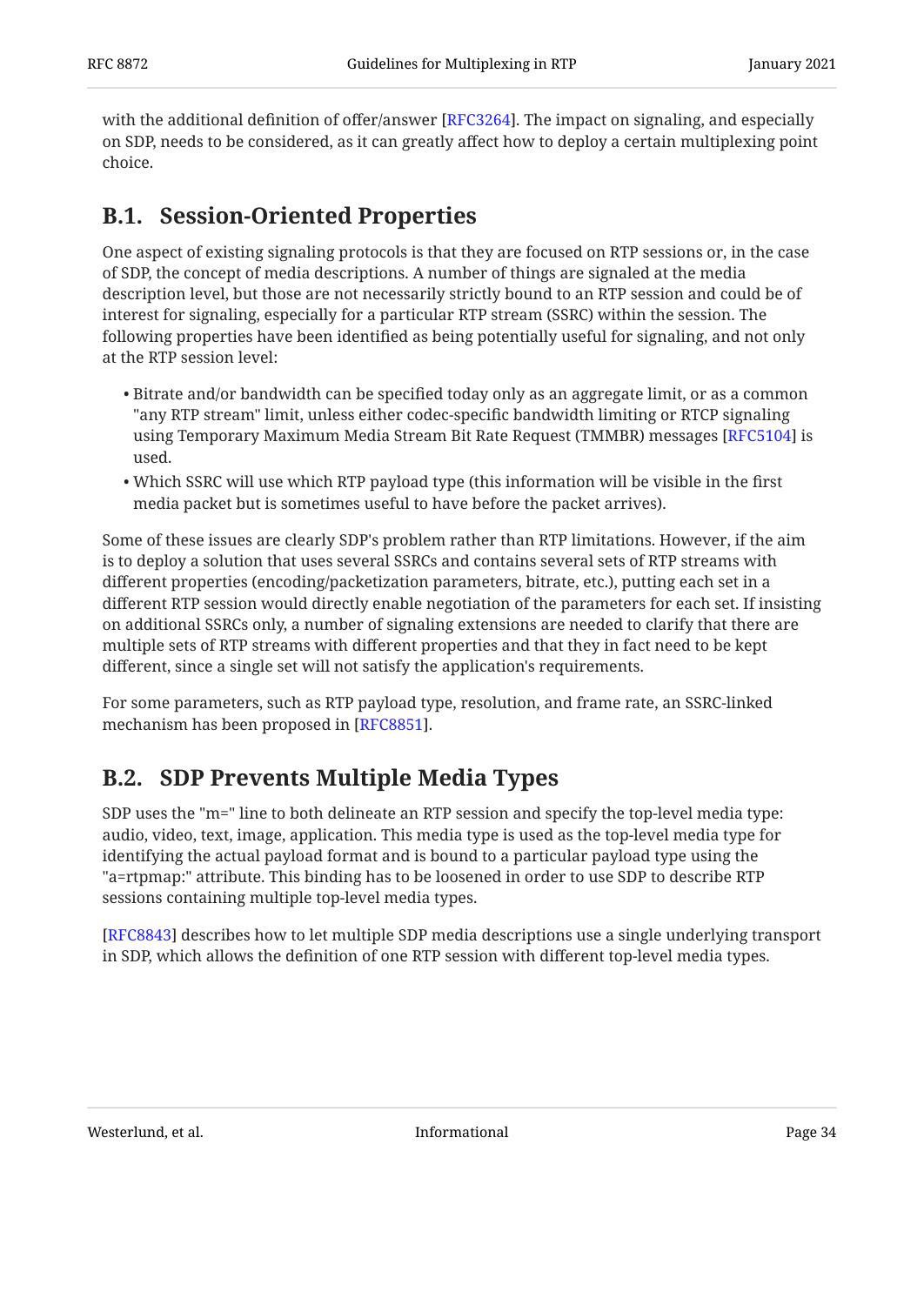with the additional definition of offer/answer [RFC3264]. The impact on signaling, and especially on SDP, needs to be considered, as it can greatly affect how to deploy a certain multiplexing point choice.

## B.1. Session-Oriented Properties

One aspect of existing signaling protocols is that they are focused on RTP sessions or, in the case of SDP, the concept of media descriptions. A number of things are signaled at the media description level, but those are not necessarily strictly bound to an RTP session and could be of interest for signaling, especially for a particular RTP stream (SSRC) within the session. The following properties have been identified as being potentially useful for signaling, and not only at the RTP session level:

- Bitrate and/or bandwidth can be specified today only as an aggregate limit, or as a common "any RTP stream" limit, unless either codec-specific bandwidth limiting or RTCP signaling using Temporary Maximum Media Stream Bit Rate Request (TMMBR) messages [RFC5104] is used.
- Which SSRC will use which RTP payload type (this information will be visible in the first media packet but is sometimes useful to have before the packet arrives).

Some of these issues are clearly SDP's problem rather than RTP limitations. However, if the aim is to deploy a solution that uses several SSRCs and contains several sets of RTP streams with different properties (encoding/packetization parameters, bitrate, etc.), putting each set in a different RTP session would directly enable negotiation of the parameters for each set. If insisting on additional SSRCs only, a number of signaling extensions are needed to clarify that there are multiple sets of RTP streams with different properties and that they in fact need to be kept different, since a single set will not satisfy the application's requirements.

For some parameters, such as RTP payload type, resolution, and frame rate, an SSRC-linked mechanism has been proposed in [RFC8851].

## B.2. SDP Prevents Multiple Media Types

SDP uses the "m=" line to both delineate an RTP session and specify the top-level media type: audio, video, text, image, application. This media type is used as the top-level media type for identifying the actual payload format and is bound to a particular payload type using the "a=rtpmap:" attribute. This binding has to be loosened in order to use SDP to describe RTP sessions containing multiple top-level media types.

[RFC8843] describes how to let multiple SDP media descriptions use a single underlying transport in SDP, which allows the definition of one RTP session with different top-level media types.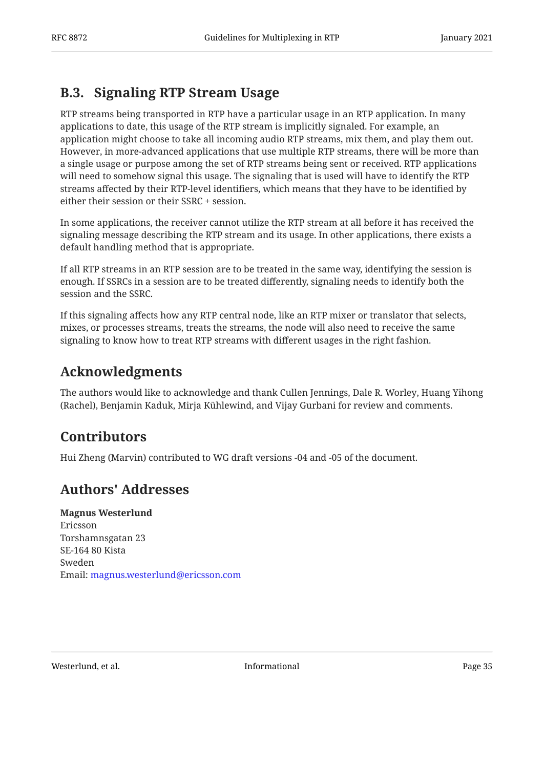### B.3. Signaling RTP Stream Usage

RTP streams being transported in RTP have a particular usage in an RTP application. In many applications to date, this usage of the RTP stream is implicitly signaled. For example, an application might choose to take all incoming audio RTP streams, mix them, and play them out. However, in more-advanced applications that use multiple RTP streams, there will be more than a single usage or purpose among the set of RTP streams being sent or received. RTP applications will need to somehow signal this usage. The signaling that is used will have to identify the RTP streams affected by their RTP-level identifiers, which means that they have to be identified by either their session or their SSRC + session.

In some applications, the receiver cannot utilize the RTP stream at all before it has received the signaling message describing the RTP stream and its usage. In other applications, there exists a default handling method that is appropriate.

If all RTP streams in an RTP session are to be treated in the same way, identifying the session is enough. If SSRCs in a session are to be treated differently, signaling needs to identify both the session and the SSRC.

If this signaling affects how any RTP central node, like an RTP mixer or translator that selects, mixes, or processes streams, treats the streams, the node will also need to receive the same signaling to know how to treat RTP streams with different usages in the right fashion.

## Acknowledgments

The authors would like to acknowledge and thank Cullen Jennings, Dale R. Worley, Huang Yihong (Rachel), Benjamin Kaduk, Mirja Kühlewind, and Vijay Gurbani for review and comments.

## Contributors

Hui Zheng (Marvin) contributed to WG draft versions -04 and -05 of the document.

## Authors' Addresses

**Magnus Westerlund**
Ericsson
Torshamnsgatan 23
SE-164 80 Kista
Sweden
Email: magnus.westerlund@ericsson.com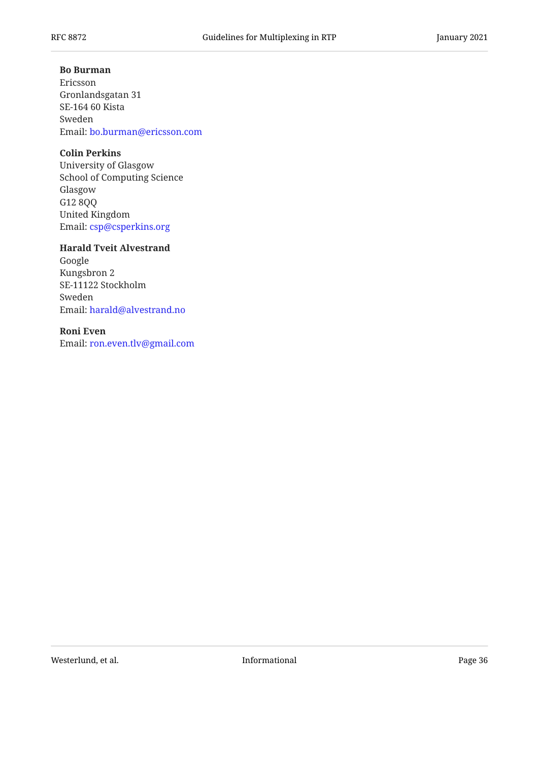**Bo Burman**
Ericsson
Gronlandsgatan 31
SE-164 60 Kista
Sweden
Email: bo.burman@ericsson.com

**Colin Perkins**
University of Glasgow
School of Computing Science
Glasgow
G12 8QQ
United Kingdom
Email: csp@csperkins.org

**Harald Tveit Alvestrand**
Google
Kungsbron 2
SE-11122 Stockholm
Sweden
Email: harald@alvestrand.no

**Roni Even**
Email: ron.even.tlv@gmail.com